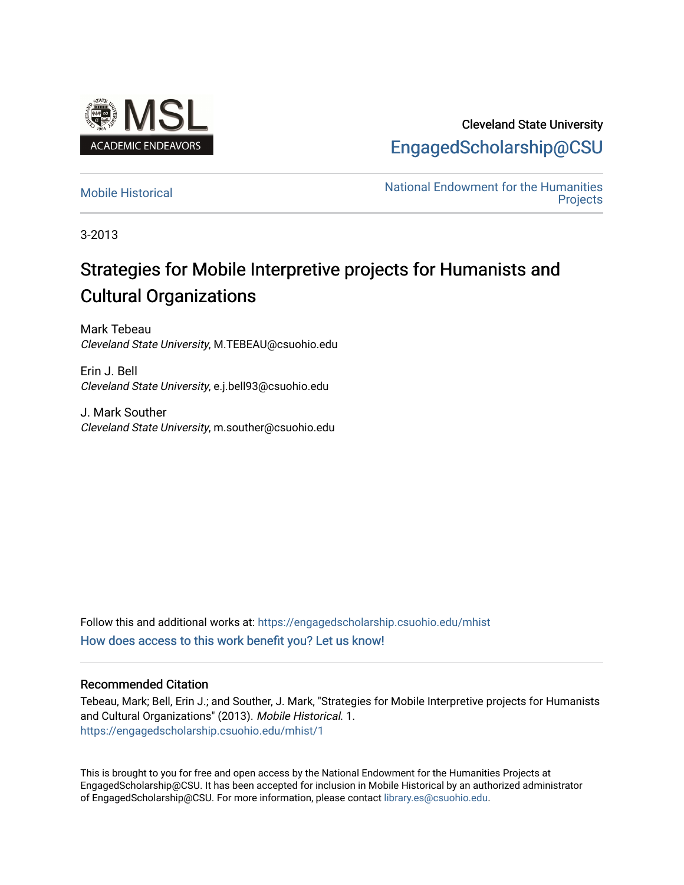Cleveland State University

EngagedScholarship@CSU

Mobile Historical

National Endowment for the Humanities Projects

3-2013

# Strategies for Mobile Interpretive projects for Humanists and Cultural Organizations

Mark Tebeau
*Cleveland State University*, M.TEBEAU@csuohio.edu

Erin J. Bell
*Cleveland State University*, e.j.bell93@csuohio.edu

J. Mark Souther
*Cleveland State University*, m.souther@csuohio.edu

Follow this and additional works at: https://engagedscholarship.csuohio.edu/mhist

How does access to this work benefit you? Let us know!

## Recommended Citation

Tebeau, Mark; Bell, Erin J.; and Souther, J. Mark, "Strategies for Mobile Interpretive projects for Humanists and Cultural Organizations" (2013). *Mobile Historical*. 1.
https://engagedscholarship.csuohio.edu/mhist/1

This is brought to you for free and open access by the National Endowment for the Humanities Projects at EngagedScholarship@CSU. It has been accepted for inclusion in Mobile Historical by an authorized administrator of EngagedScholarship@CSU. For more information, please contact library.es@csuohio.edu.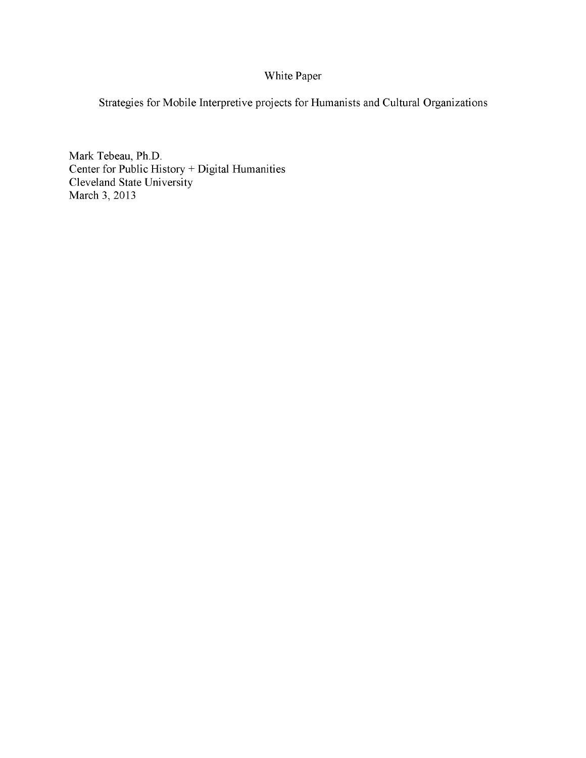White Paper

Strategies for Mobile Interpretive projects for Humanists and Cultural Organizations

Mark Tebeau, Ph.D.
Center for Public History + Digital Humanities
Cleveland State University
March 3, 2013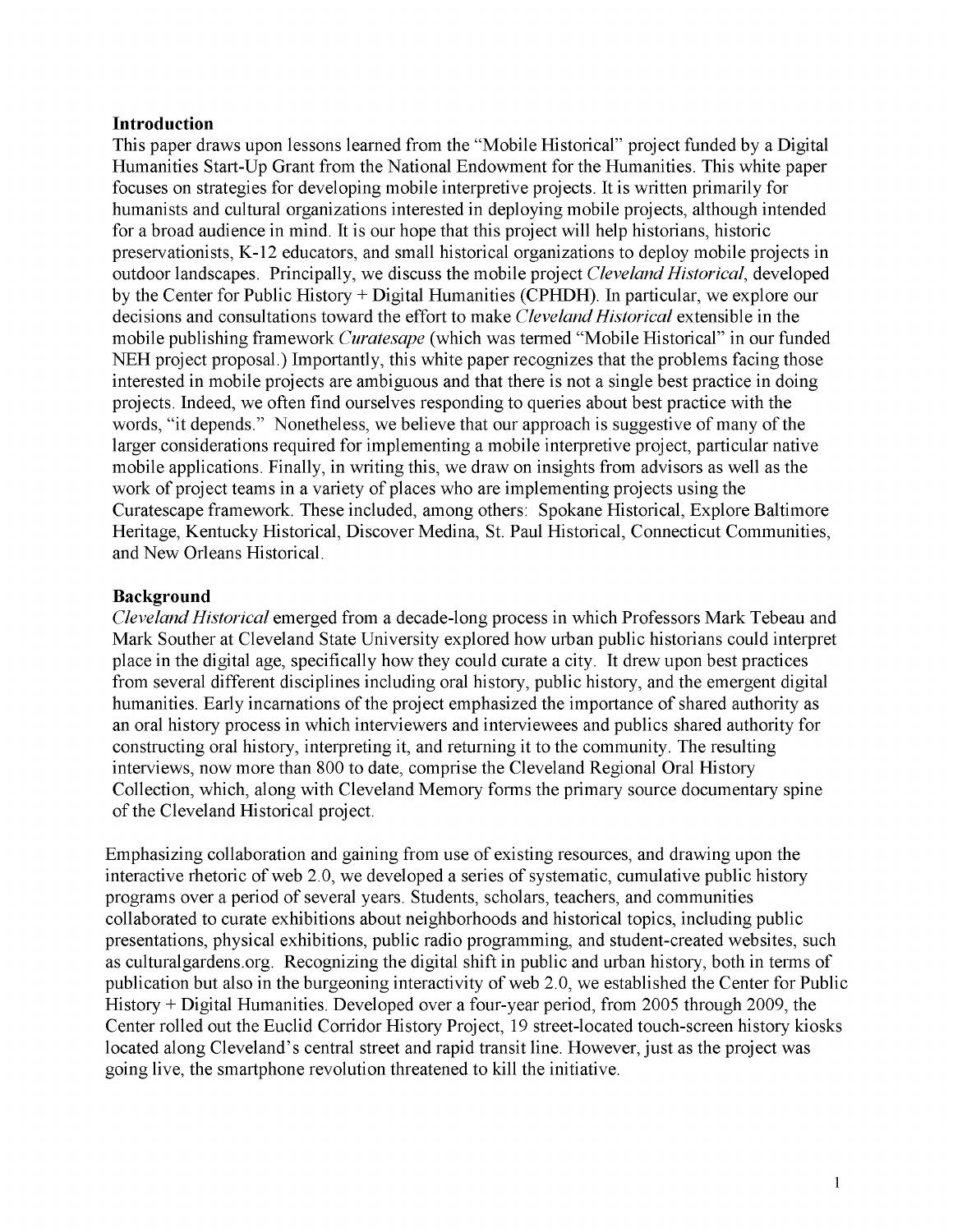## Introduction

This paper draws upon lessons learned from the "Mobile Historical" project funded by a Digital Humanities Start-Up Grant from the National Endowment for the Humanities. This white paper focuses on strategies for developing mobile interpretive projects. It is written primarily for humanists and cultural organizations interested in deploying mobile projects, although intended for a broad audience in mind. It is our hope that this project will help historians, historic preservationists, K-12 educators, and small historical organizations to deploy mobile projects in outdoor landscapes. Principally, we discuss the mobile project *Cleveland Historical*, developed by the Center for Public History + Digital Humanities (CPHDH). In particular, we explore our decisions and consultations toward the effort to make *Cleveland Historical* extensible in the mobile publishing framework *Curatesape* (which was termed "Mobile Historical" in our funded NEH project proposal.) Importantly, this white paper recognizes that the problems facing those interested in mobile projects are ambiguous and that there is not a single best practice in doing projects. Indeed, we often find ourselves responding to queries about best practice with the words, "it depends." Nonetheless, we believe that our approach is suggestive of many of the larger considerations required for implementing a mobile interpretive project, particular native mobile applications. Finally, in writing this, we draw on insights from advisors as well as the work of project teams in a variety of places who are implementing projects using the Curatescape framework. These included, among others: Spokane Historical, Explore Baltimore Heritage, Kentucky Historical, Discover Medina, St. Paul Historical, Connecticut Communities, and New Orleans Historical.

## Background

*Cleveland Historical* emerged from a decade-long process in which Professors Mark Tebeau and Mark Souther at Cleveland State University explored how urban public historians could interpret place in the digital age, specifically how they could curate a city. It drew upon best practices from several different disciplines including oral history, public history, and the emergent digital humanities. Early incarnations of the project emphasized the importance of shared authority as an oral history process in which interviewers and interviewees and publics shared authority for constructing oral history, interpreting it, and returning it to the community. The resulting interviews, now more than 800 to date, comprise the Cleveland Regional Oral History Collection, which, along with Cleveland Memory forms the primary source documentary spine of the Cleveland Historical project.

Emphasizing collaboration and gaining from use of existing resources, and drawing upon the interactive rhetoric of web 2.0, we developed a series of systematic, cumulative public history programs over a period of several years. Students, scholars, teachers, and communities collaborated to curate exhibitions about neighborhoods and historical topics, including public presentations, physical exhibitions, public radio programming, and student-created websites, such as culturalgardens.org. Recognizing the digital shift in public and urban history, both in terms of publication but also in the burgeoning interactivity of web 2.0, we established the Center for Public History + Digital Humanities. Developed over a four-year period, from 2005 through 2009, the Center rolled out the Euclid Corridor History Project, 19 street-located touch-screen history kiosks located along Cleveland's central street and rapid transit line. However, just as the project was going live, the smartphone revolution threatened to kill the initiative.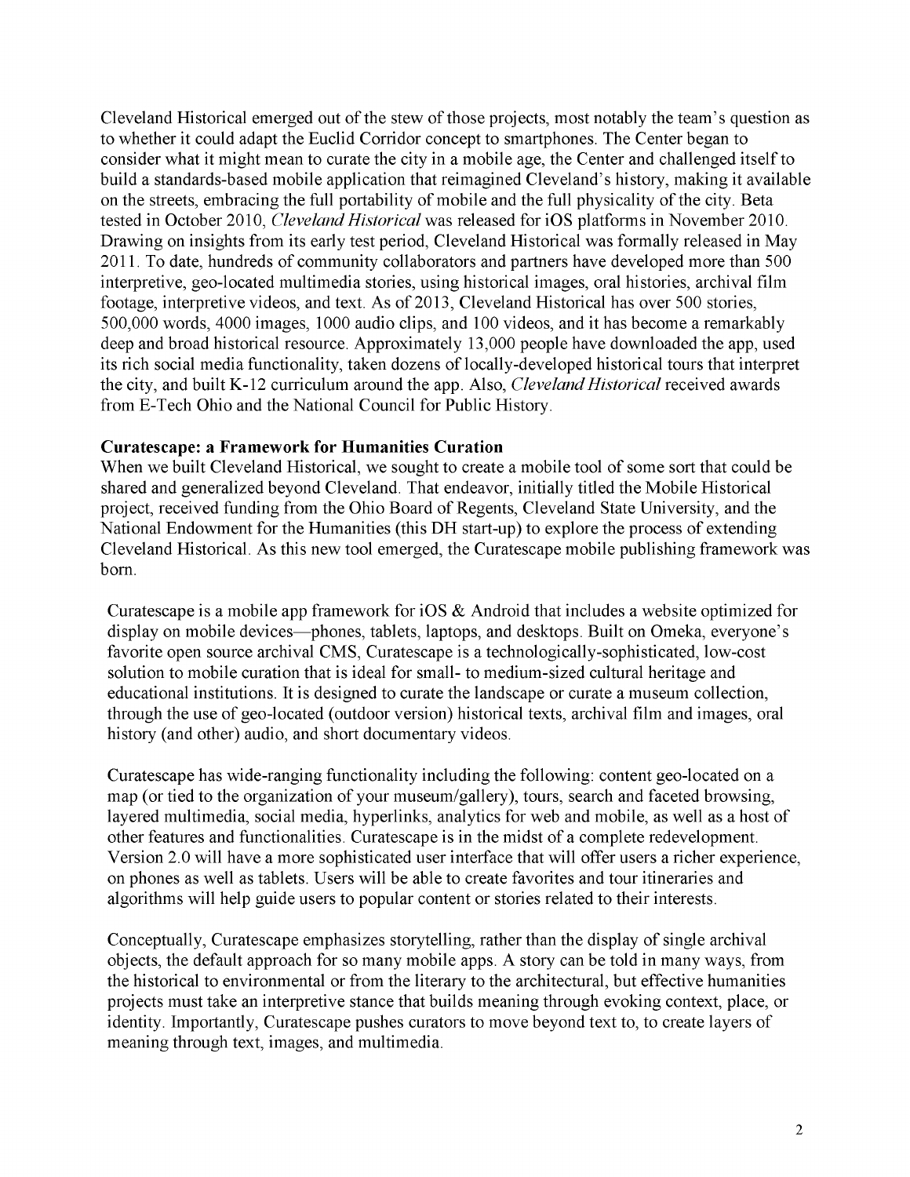Cleveland Historical emerged out of the stew of those projects, most notably the team's question as to whether it could adapt the Euclid Corridor concept to smartphones. The Center began to consider what it might mean to curate the city in a mobile age, the Center and challenged itself to build a standards-based mobile application that reimagined Cleveland's history, making it available on the streets, embracing the full portability of mobile and the full physicality of the city. Beta tested in October 2010, *Cleveland Historical* was released for iOS platforms in November 2010. Drawing on insights from its early test period, Cleveland Historical was formally released in May 2011. To date, hundreds of community collaborators and partners have developed more than 500 interpretive, geo-located multimedia stories, using historical images, oral histories, archival film footage, interpretive videos, and text. As of 2013, Cleveland Historical has over 500 stories, 500,000 words, 4000 images, 1000 audio clips, and 100 videos, and it has become a remarkably deep and broad historical resource. Approximately 13,000 people have downloaded the app, used its rich social media functionality, taken dozens of locally-developed historical tours that interpret the city, and built K-12 curriculum around the app. Also, *Cleveland Historical* received awards from E-Tech Ohio and the National Council for Public History.

**Curatescape: a Framework for Humanities Curation**

When we built Cleveland Historical, we sought to create a mobile tool of some sort that could be shared and generalized beyond Cleveland. That endeavor, initially titled the Mobile Historical project, received funding from the Ohio Board of Regents, Cleveland State University, and the National Endowment for the Humanities (this DH start-up) to explore the process of extending Cleveland Historical. As this new tool emerged, the Curatescape mobile publishing framework was born.

Curatescape is a mobile app framework for iOS & Android that includes a website optimized for display on mobile devices—phones, tablets, laptops, and desktops. Built on Omeka, everyone's favorite open source archival CMS, Curatescape is a technologically-sophisticated, low-cost solution to mobile curation that is ideal for small- to medium-sized cultural heritage and educational institutions. It is designed to curate the landscape or curate a museum collection, through the use of geo-located (outdoor version) historical texts, archival film and images, oral history (and other) audio, and short documentary videos.

Curatescape has wide-ranging functionality including the following: content geo-located on a map (or tied to the organization of your museum/gallery), tours, search and faceted browsing, layered multimedia, social media, hyperlinks, analytics for web and mobile, as well as a host of other features and functionalities. Curatescape is in the midst of a complete redevelopment. Version 2.0 will have a more sophisticated user interface that will offer users a richer experience, on phones as well as tablets. Users will be able to create favorites and tour itineraries and algorithms will help guide users to popular content or stories related to their interests.

Conceptually, Curatescape emphasizes storytelling, rather than the display of single archival objects, the default approach for so many mobile apps. A story can be told in many ways, from the historical to environmental or from the literary to the architectural, but effective humanities projects must take an interpretive stance that builds meaning through evoking context, place, or identity. Importantly, Curatescape pushes curators to move beyond text to, to create layers of meaning through text, images, and multimedia.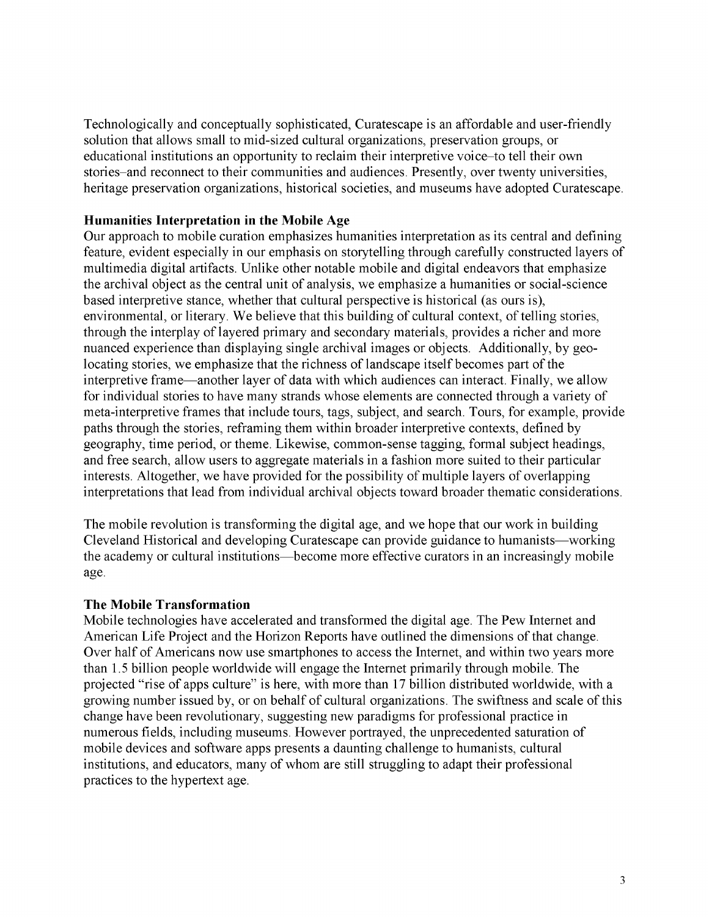Technologically and conceptually sophisticated, Curatescape is an affordable and user-friendly solution that allows small to mid-sized cultural organizations, preservation groups, or educational institutions an opportunity to reclaim their interpretive voice–to tell their own stories–and reconnect to their communities and audiences. Presently, over twenty universities, heritage preservation organizations, historical societies, and museums have adopted Curatescape.

**Humanities Interpretation in the Mobile Age**

Our approach to mobile curation emphasizes humanities interpretation as its central and defining feature, evident especially in our emphasis on storytelling through carefully constructed layers of multimedia digital artifacts. Unlike other notable mobile and digital endeavors that emphasize the archival object as the central unit of analysis, we emphasize a humanities or social-science based interpretive stance, whether that cultural perspective is historical (as ours is), environmental, or literary. We believe that this building of cultural context, of telling stories, through the interplay of layered primary and secondary materials, provides a richer and more nuanced experience than displaying single archival images or objects. Additionally, by geo-locating stories, we emphasize that the richness of landscape itself becomes part of the interpretive frame—another layer of data with which audiences can interact. Finally, we allow for individual stories to have many strands whose elements are connected through a variety of meta-interpretive frames that include tours, tags, subject, and search. Tours, for example, provide paths through the stories, reframing them within broader interpretive contexts, defined by geography, time period, or theme. Likewise, common-sense tagging, formal subject headings, and free search, allow users to aggregate materials in a fashion more suited to their particular interests. Altogether, we have provided for the possibility of multiple layers of overlapping interpretations that lead from individual archival objects toward broader thematic considerations.

The mobile revolution is transforming the digital age, and we hope that our work in building Cleveland Historical and developing Curatescape can provide guidance to humanists—working the academy or cultural institutions—become more effective curators in an increasingly mobile age.

**The Mobile Transformation**

Mobile technologies have accelerated and transformed the digital age. The Pew Internet and American Life Project and the Horizon Reports have outlined the dimensions of that change. Over half of Americans now use smartphones to access the Internet, and within two years more than 1.5 billion people worldwide will engage the Internet primarily through mobile. The projected "rise of apps culture" is here, with more than 17 billion distributed worldwide, with a growing number issued by, or on behalf of cultural organizations. The swiftness and scale of this change have been revolutionary, suggesting new paradigms for professional practice in numerous fields, including museums. However portrayed, the unprecedented saturation of mobile devices and software apps presents a daunting challenge to humanists, cultural institutions, and educators, many of whom are still struggling to adapt their professional practices to the hypertext age.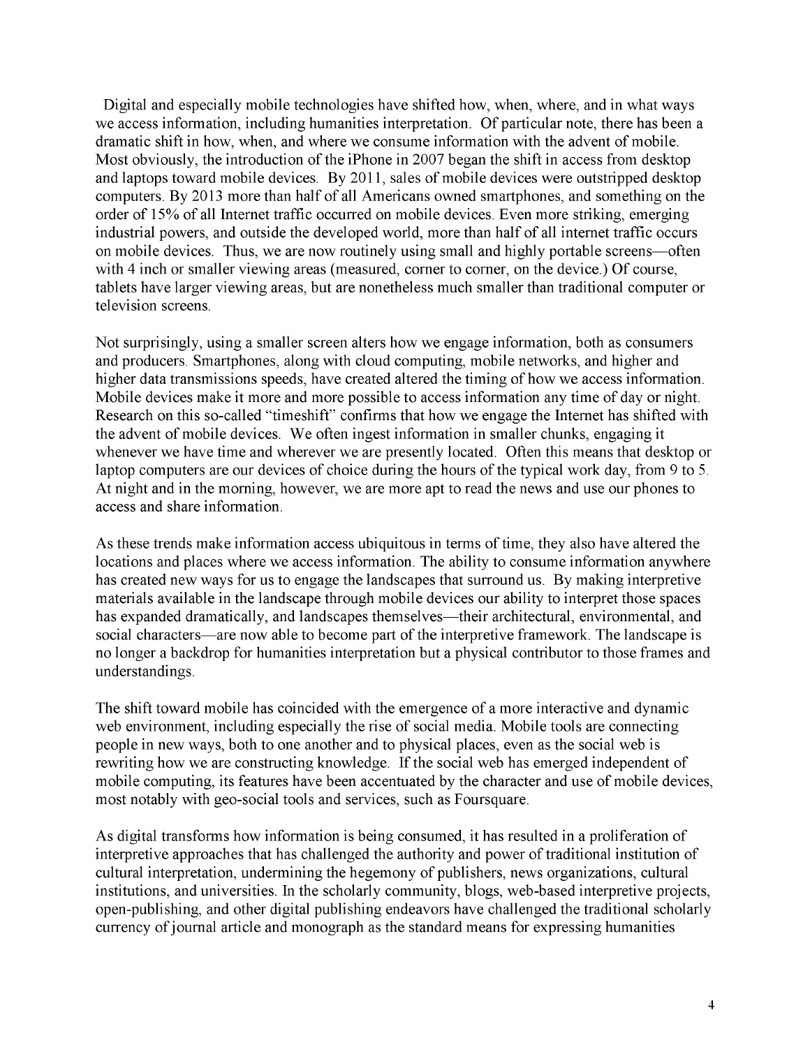Digital and especially mobile technologies have shifted how, when, where, and in what ways we access information, including humanities interpretation. Of particular note, there has been a dramatic shift in how, when, and where we consume information with the advent of mobile. Most obviously, the introduction of the iPhone in 2007 began the shift in access from desktop and laptops toward mobile devices. By 2011, sales of mobile devices were outstripped desktop computers. By 2013 more than half of all Americans owned smartphones, and something on the order of 15% of all Internet traffic occurred on mobile devices. Even more striking, emerging industrial powers, and outside the developed world, more than half of all internet traffic occurs on mobile devices. Thus, we are now routinely using small and highly portable screens—often with 4 inch or smaller viewing areas (measured, corner to corner, on the device.) Of course, tablets have larger viewing areas, but are nonetheless much smaller than traditional computer or television screens.

Not surprisingly, using a smaller screen alters how we engage information, both as consumers and producers. Smartphones, along with cloud computing, mobile networks, and higher and higher data transmissions speeds, have created altered the timing of how we access information. Mobile devices make it more and more possible to access information any time of day or night. Research on this so-called "timeshift" confirms that how we engage the Internet has shifted with the advent of mobile devices. We often ingest information in smaller chunks, engaging it whenever we have time and wherever we are presently located. Often this means that desktop or laptop computers are our devices of choice during the hours of the typical work day, from 9 to 5. At night and in the morning, however, we are more apt to read the news and use our phones to access and share information.

As these trends make information access ubiquitous in terms of time, they also have altered the locations and places where we access information. The ability to consume information anywhere has created new ways for us to engage the landscapes that surround us. By making interpretive materials available in the landscape through mobile devices our ability to interpret those spaces has expanded dramatically, and landscapes themselves—their architectural, environmental, and social characters—are now able to become part of the interpretive framework. The landscape is no longer a backdrop for humanities interpretation but a physical contributor to those frames and understandings.

The shift toward mobile has coincided with the emergence of a more interactive and dynamic web environment, including especially the rise of social media. Mobile tools are connecting people in new ways, both to one another and to physical places, even as the social web is rewriting how we are constructing knowledge. If the social web has emerged independent of mobile computing, its features have been accentuated by the character and use of mobile devices, most notably with geo-social tools and services, such as Foursquare.

As digital transforms how information is being consumed, it has resulted in a proliferation of interpretive approaches that has challenged the authority and power of traditional institution of cultural interpretation, undermining the hegemony of publishers, news organizations, cultural institutions, and universities. In the scholarly community, blogs, web-based interpretive projects, open-publishing, and other digital publishing endeavors have challenged the traditional scholarly currency of journal article and monograph as the standard means for expressing humanities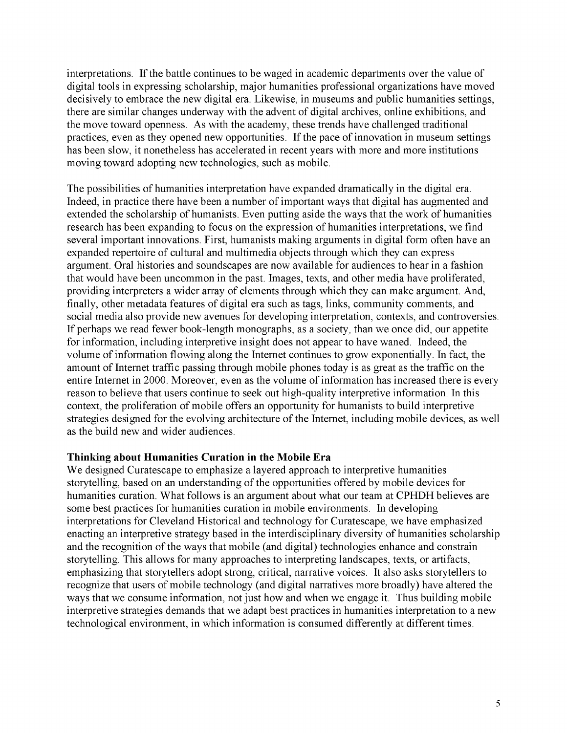interpretations. If the battle continues to be waged in academic departments over the value of digital tools in expressing scholarship, major humanities professional organizations have moved decisively to embrace the new digital era. Likewise, in museums and public humanities settings, there are similar changes underway with the advent of digital archives, online exhibitions, and the move toward openness. As with the academy, these trends have challenged traditional practices, even as they opened new opportunities. If the pace of innovation in museum settings has been slow, it nonetheless has accelerated in recent years with more and more institutions moving toward adopting new technologies, such as mobile.

The possibilities of humanities interpretation have expanded dramatically in the digital era. Indeed, in practice there have been a number of important ways that digital has augmented and extended the scholarship of humanists. Even putting aside the ways that the work of humanities research has been expanding to focus on the expression of humanities interpretations, we find several important innovations. First, humanists making arguments in digital form often have an expanded repertoire of cultural and multimedia objects through which they can express argument. Oral histories and soundscapes are now available for audiences to hear in a fashion that would have been uncommon in the past. Images, texts, and other media have proliferated, providing interpreters a wider array of elements through which they can make argument. And, finally, other metadata features of digital era such as tags, links, community comments, and social media also provide new avenues for developing interpretation, contexts, and controversies. If perhaps we read fewer book-length monographs, as a society, than we once did, our appetite for information, including interpretive insight does not appear to have waned. Indeed, the volume of information flowing along the Internet continues to grow exponentially. In fact, the amount of Internet traffic passing through mobile phones today is as great as the traffic on the entire Internet in 2000. Moreover, even as the volume of information has increased there is every reason to believe that users continue to seek out high-quality interpretive information. In this context, the proliferation of mobile offers an opportunity for humanists to build interpretive strategies designed for the evolving architecture of the Internet, including mobile devices, as well as the build new and wider audiences.

**Thinking about Humanities Curation in the Mobile Era**

We designed Curatescape to emphasize a layered approach to interpretive humanities storytelling, based on an understanding of the opportunities offered by mobile devices for humanities curation. What follows is an argument about what our team at CPHDH believes are some best practices for humanities curation in mobile environments. In developing interpretations for Cleveland Historical and technology for Curatescape, we have emphasized enacting an interpretive strategy based in the interdisciplinary diversity of humanities scholarship and the recognition of the ways that mobile (and digital) technologies enhance and constrain storytelling. This allows for many approaches to interpreting landscapes, texts, or artifacts, emphasizing that storytellers adopt strong, critical, narrative voices. It also asks storytellers to recognize that users of mobile technology (and digital narratives more broadly) have altered the ways that we consume information, not just how and when we engage it. Thus building mobile interpretive strategies demands that we adapt best practices in humanities interpretation to a new technological environment, in which information is consumed differently at different times.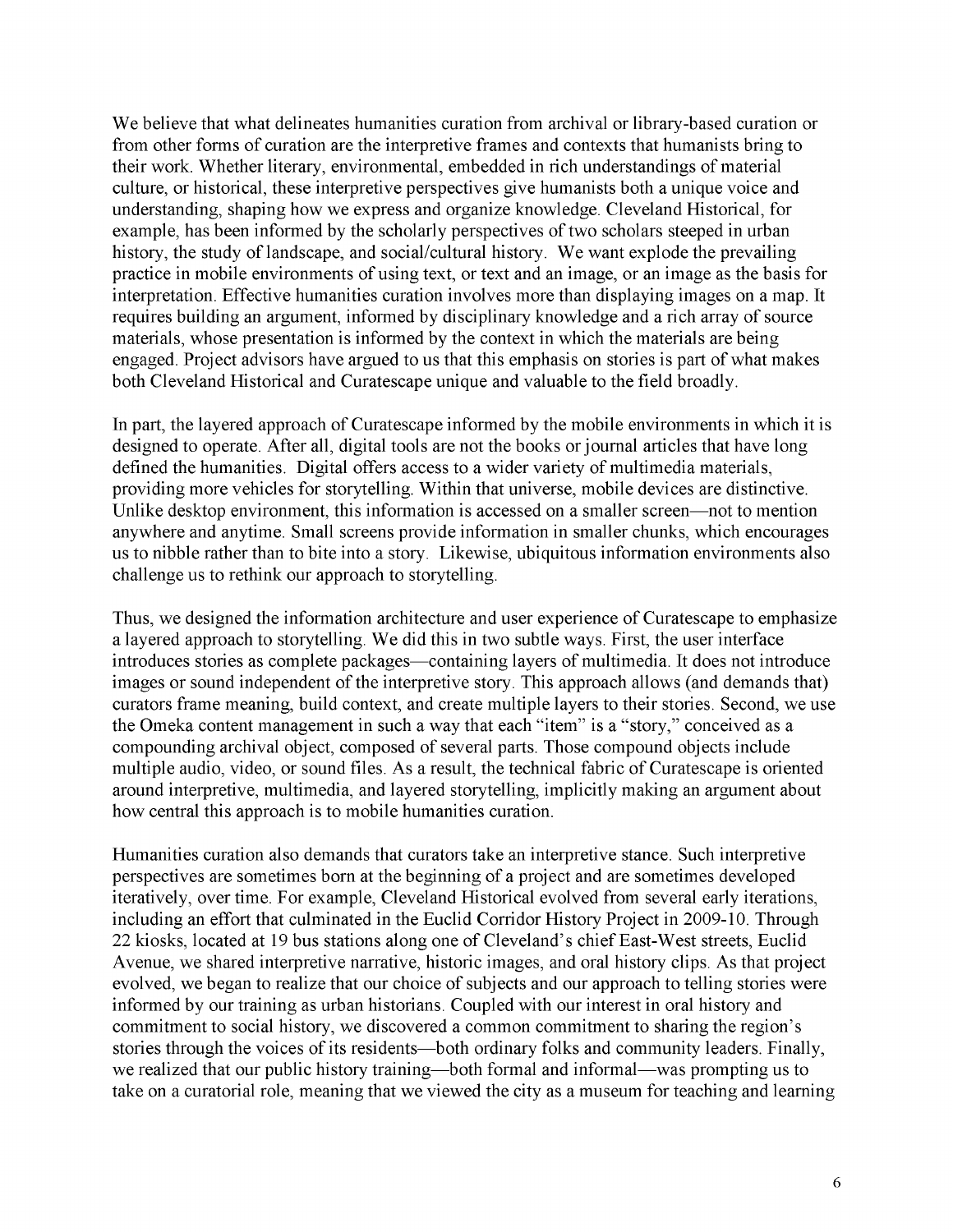We believe that what delineates humanities curation from archival or library-based curation or from other forms of curation are the interpretive frames and contexts that humanists bring to their work. Whether literary, environmental, embedded in rich understandings of material culture, or historical, these interpretive perspectives give humanists both a unique voice and understanding, shaping how we express and organize knowledge. Cleveland Historical, for example, has been informed by the scholarly perspectives of two scholars steeped in urban history, the study of landscape, and social/cultural history. We want explode the prevailing practice in mobile environments of using text, or text and an image, or an image as the basis for interpretation. Effective humanities curation involves more than displaying images on a map. It requires building an argument, informed by disciplinary knowledge and a rich array of source materials, whose presentation is informed by the context in which the materials are being engaged. Project advisors have argued to us that this emphasis on stories is part of what makes both Cleveland Historical and Curatescape unique and valuable to the field broadly.

In part, the layered approach of Curatescape informed by the mobile environments in which it is designed to operate. After all, digital tools are not the books or journal articles that have long defined the humanities. Digital offers access to a wider variety of multimedia materials, providing more vehicles for storytelling. Within that universe, mobile devices are distinctive. Unlike desktop environment, this information is accessed on a smaller screen—not to mention anywhere and anytime. Small screens provide information in smaller chunks, which encourages us to nibble rather than to bite into a story. Likewise, ubiquitous information environments also challenge us to rethink our approach to storytelling.

Thus, we designed the information architecture and user experience of Curatescape to emphasize a layered approach to storytelling. We did this in two subtle ways. First, the user interface introduces stories as complete packages—containing layers of multimedia. It does not introduce images or sound independent of the interpretive story. This approach allows (and demands that) curators frame meaning, build context, and create multiple layers to their stories. Second, we use the Omeka content management in such a way that each "item" is a "story," conceived as a compounding archival object, composed of several parts. Those compound objects include multiple audio, video, or sound files. As a result, the technical fabric of Curatescape is oriented around interpretive, multimedia, and layered storytelling, implicitly making an argument about how central this approach is to mobile humanities curation.

Humanities curation also demands that curators take an interpretive stance. Such interpretive perspectives are sometimes born at the beginning of a project and are sometimes developed iteratively, over time. For example, Cleveland Historical evolved from several early iterations, including an effort that culminated in the Euclid Corridor History Project in 2009-10. Through 22 kiosks, located at 19 bus stations along one of Cleveland's chief East-West streets, Euclid Avenue, we shared interpretive narrative, historic images, and oral history clips. As that project evolved, we began to realize that our choice of subjects and our approach to telling stories were informed by our training as urban historians. Coupled with our interest in oral history and commitment to social history, we discovered a common commitment to sharing the region's stories through the voices of its residents—both ordinary folks and community leaders. Finally, we realized that our public history training—both formal and informal—was prompting us to take on a curatorial role, meaning that we viewed the city as a museum for teaching and learning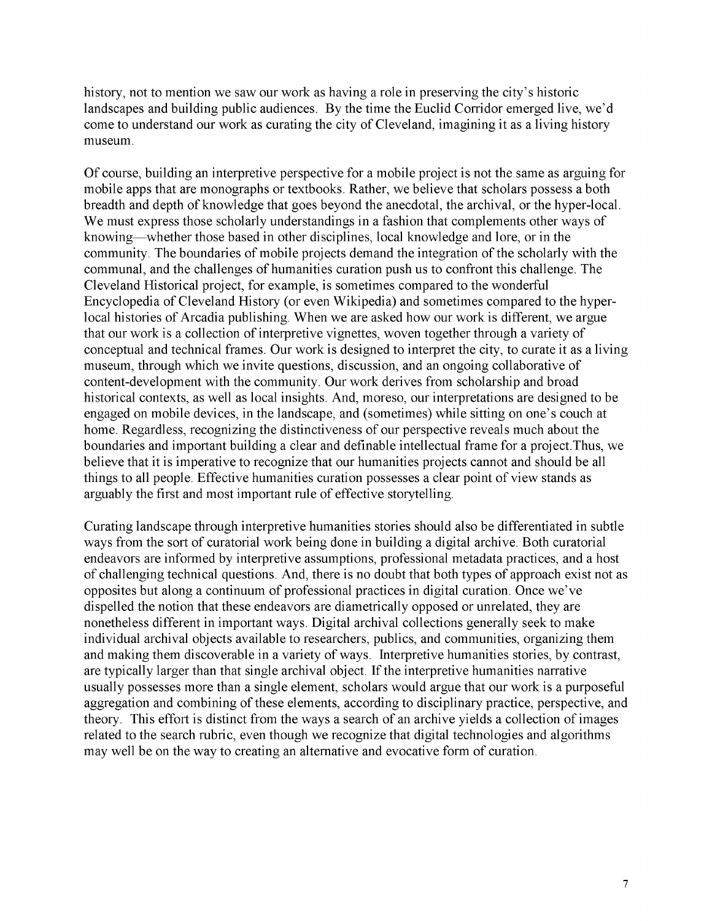history, not to mention we saw our work as having a role in preserving the city's historic landscapes and building public audiences. By the time the Euclid Corridor emerged live, we'd come to understand our work as curating the city of Cleveland, imagining it as a living history museum.

Of course, building an interpretive perspective for a mobile project is not the same as arguing for mobile apps that are monographs or textbooks. Rather, we believe that scholars possess a both breadth and depth of knowledge that goes beyond the anecdotal, the archival, or the hyper-local. We must express those scholarly understandings in a fashion that complements other ways of knowing—whether those based in other disciplines, local knowledge and lore, or in the community. The boundaries of mobile projects demand the integration of the scholarly with the communal, and the challenges of humanities curation push us to confront this challenge. The Cleveland Historical project, for example, is sometimes compared to the wonderful Encyclopedia of Cleveland History (or even Wikipedia) and sometimes compared to the hyper-local histories of Arcadia publishing. When we are asked how our work is different, we argue that our work is a collection of interpretive vignettes, woven together through a variety of conceptual and technical frames. Our work is designed to interpret the city, to curate it as a living museum, through which we invite questions, discussion, and an ongoing collaborative of content-development with the community. Our work derives from scholarship and broad historical contexts, as well as local insights. And, moreso, our interpretations are designed to be engaged on mobile devices, in the landscape, and (sometimes) while sitting on one's couch at home. Regardless, recognizing the distinctiveness of our perspective reveals much about the boundaries and important building a clear and definable intellectual frame for a project.Thus, we believe that it is imperative to recognize that our humanities projects cannot and should be all things to all people. Effective humanities curation possesses a clear point of view stands as arguably the first and most important rule of effective storytelling.

Curating landscape through interpretive humanities stories should also be differentiated in subtle ways from the sort of curatorial work being done in building a digital archive. Both curatorial endeavors are informed by interpretive assumptions, professional metadata practices, and a host of challenging technical questions. And, there is no doubt that both types of approach exist not as opposites but along a continuum of professional practices in digital curation. Once we've dispelled the notion that these endeavors are diametrically opposed or unrelated, they are nonetheless different in important ways. Digital archival collections generally seek to make individual archival objects available to researchers, publics, and communities, organizing them and making them discoverable in a variety of ways. Interpretive humanities stories, by contrast, are typically larger than that single archival object. If the interpretive humanities narrative usually possesses more than a single element, scholars would argue that our work is a purposeful aggregation and combining of these elements, according to disciplinary practice, perspective, and theory. This effort is distinct from the ways a search of an archive yields a collection of images related to the search rubric, even though we recognize that digital technologies and algorithms may well be on the way to creating an alternative and evocative form of curation.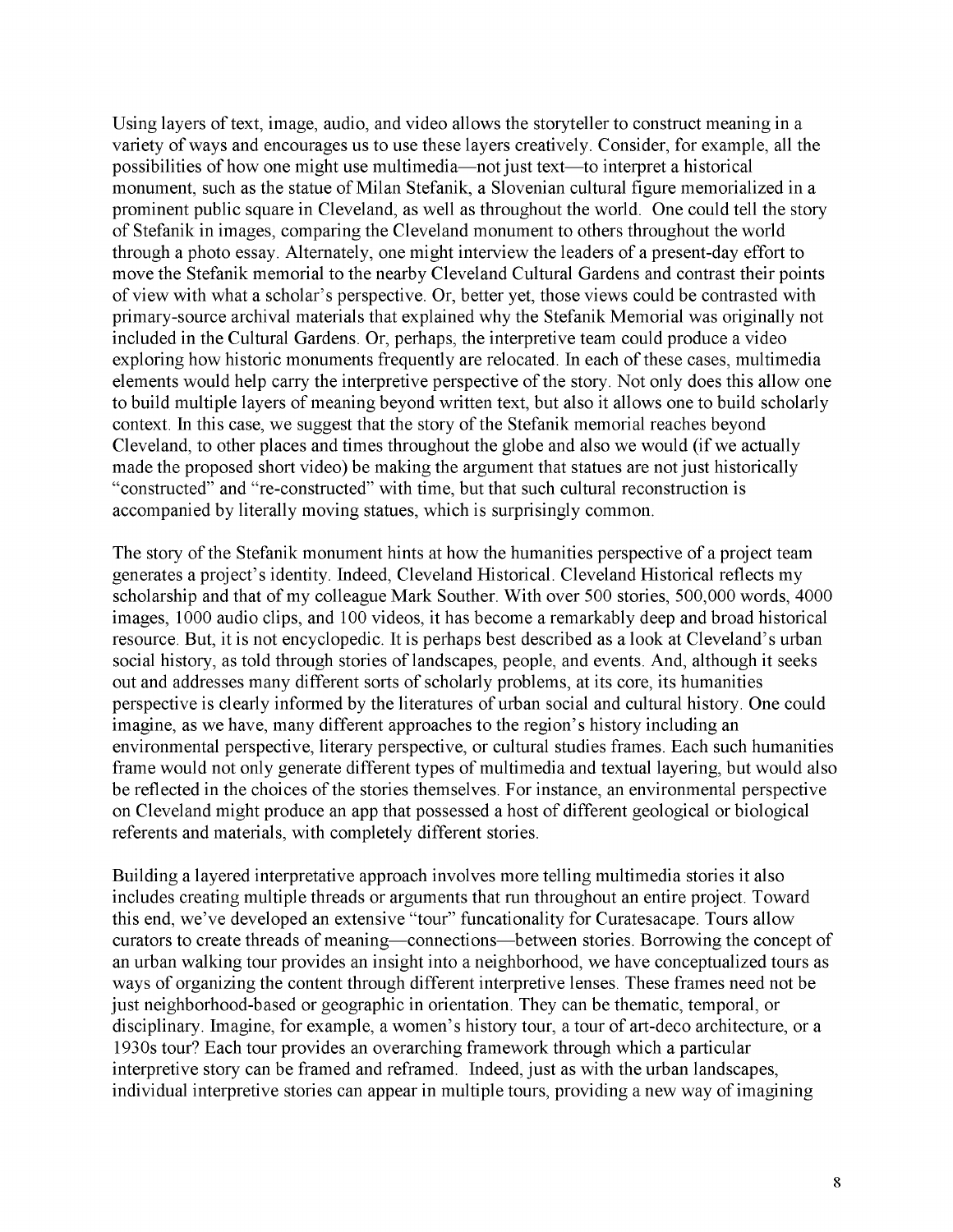Using layers of text, image, audio, and video allows the storyteller to construct meaning in a variety of ways and encourages us to use these layers creatively. Consider, for example, all the possibilities of how one might use multimedia—not just text—to interpret a historical monument, such as the statue of Milan Stefanik, a Slovenian cultural figure memorialized in a prominent public square in Cleveland, as well as throughout the world. One could tell the story of Stefanik in images, comparing the Cleveland monument to others throughout the world through a photo essay. Alternately, one might interview the leaders of a present-day effort to move the Stefanik memorial to the nearby Cleveland Cultural Gardens and contrast their points of view with what a scholar's perspective. Or, better yet, those views could be contrasted with primary-source archival materials that explained why the Stefanik Memorial was originally not included in the Cultural Gardens. Or, perhaps, the interpretive team could produce a video exploring how historic monuments frequently are relocated. In each of these cases, multimedia elements would help carry the interpretive perspective of the story. Not only does this allow one to build multiple layers of meaning beyond written text, but also it allows one to build scholarly context. In this case, we suggest that the story of the Stefanik memorial reaches beyond Cleveland, to other places and times throughout the globe and also we would (if we actually made the proposed short video) be making the argument that statues are not just historically "constructed" and "re-constructed" with time, but that such cultural reconstruction is accompanied by literally moving statues, which is surprisingly common.

The story of the Stefanik monument hints at how the humanities perspective of a project team generates a project's identity. Indeed, Cleveland Historical. Cleveland Historical reflects my scholarship and that of my colleague Mark Souther. With over 500 stories, 500,000 words, 4000 images, 1000 audio clips, and 100 videos, it has become a remarkably deep and broad historical resource. But, it is not encyclopedic. It is perhaps best described as a look at Cleveland's urban social history, as told through stories of landscapes, people, and events. And, although it seeks out and addresses many different sorts of scholarly problems, at its core, its humanities perspective is clearly informed by the literatures of urban social and cultural history. One could imagine, as we have, many different approaches to the region's history including an environmental perspective, literary perspective, or cultural studies frames. Each such humanities frame would not only generate different types of multimedia and textual layering, but would also be reflected in the choices of the stories themselves. For instance, an environmental perspective on Cleveland might produce an app that possessed a host of different geological or biological referents and materials, with completely different stories.

Building a layered interpretative approach involves more telling multimedia stories it also includes creating multiple threads or arguments that run throughout an entire project. Toward this end, we've developed an extensive "tour" funcationality for Curatesacape. Tours allow curators to create threads of meaning—connections—between stories. Borrowing the concept of an urban walking tour provides an insight into a neighborhood, we have conceptualized tours as ways of organizing the content through different interpretive lenses. These frames need not be just neighborhood-based or geographic in orientation. They can be thematic, temporal, or disciplinary. Imagine, for example, a women's history tour, a tour of art-deco architecture, or a 1930s tour? Each tour provides an overarching framework through which a particular interpretive story can be framed and reframed. Indeed, just as with the urban landscapes, individual interpretive stories can appear in multiple tours, providing a new way of imagining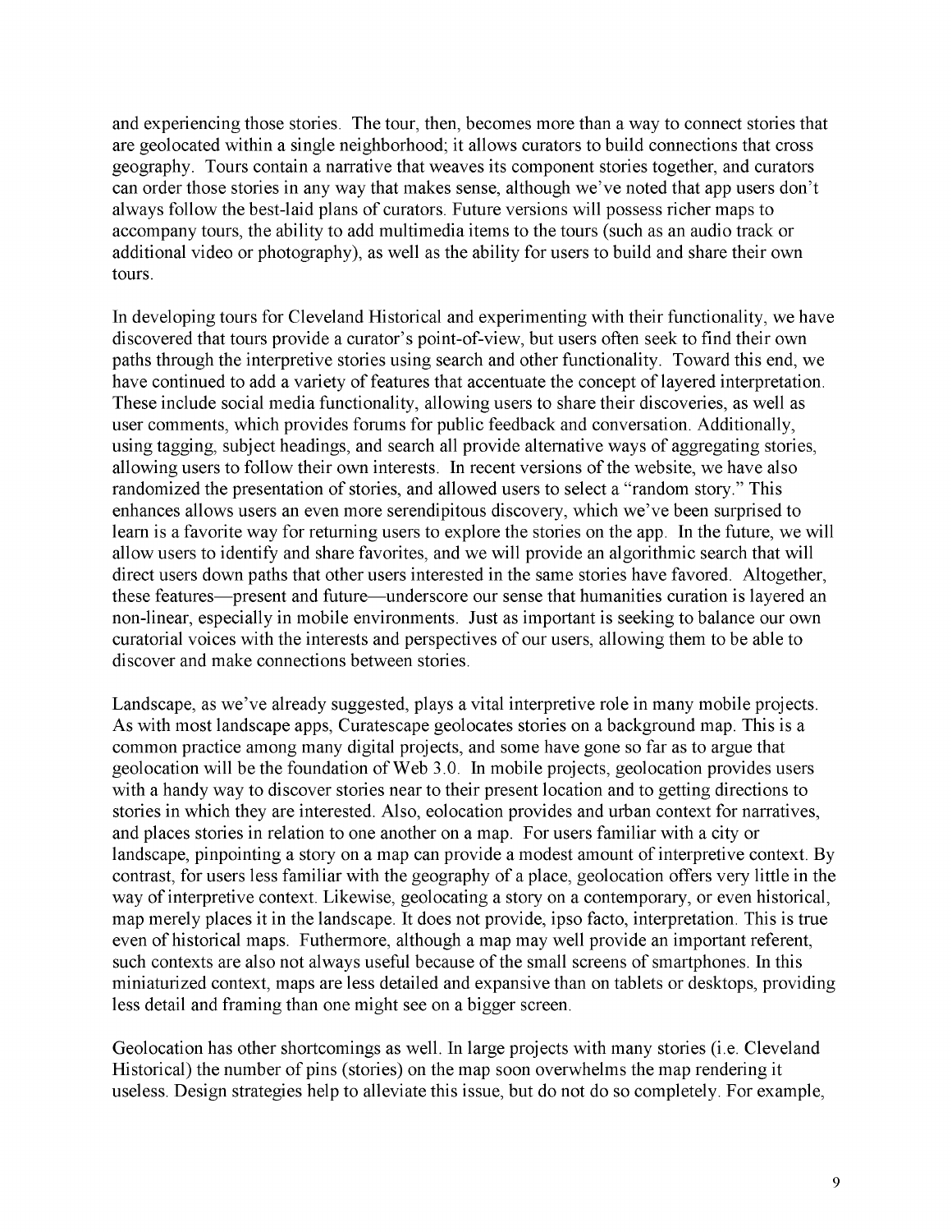and experiencing those stories. The tour, then, becomes more than a way to connect stories that are geolocated within a single neighborhood; it allows curators to build connections that cross geography. Tours contain a narrative that weaves its component stories together, and curators can order those stories in any way that makes sense, although we've noted that app users don't always follow the best-laid plans of curators. Future versions will possess richer maps to accompany tours, the ability to add multimedia items to the tours (such as an audio track or additional video or photography), as well as the ability for users to build and share their own tours.

In developing tours for Cleveland Historical and experimenting with their functionality, we have discovered that tours provide a curator's point-of-view, but users often seek to find their own paths through the interpretive stories using search and other functionality. Toward this end, we have continued to add a variety of features that accentuate the concept of layered interpretation. These include social media functionality, allowing users to share their discoveries, as well as user comments, which provides forums for public feedback and conversation. Additionally, using tagging, subject headings, and search all provide alternative ways of aggregating stories, allowing users to follow their own interests. In recent versions of the website, we have also randomized the presentation of stories, and allowed users to select a "random story." This enhances allows users an even more serendipitous discovery, which we've been surprised to learn is a favorite way for returning users to explore the stories on the app. In the future, we will allow users to identify and share favorites, and we will provide an algorithmic search that will direct users down paths that other users interested in the same stories have favored. Altogether, these features—present and future—underscore our sense that humanities curation is layered an non-linear, especially in mobile environments. Just as important is seeking to balance our own curatorial voices with the interests and perspectives of our users, allowing them to be able to discover and make connections between stories.

Landscape, as we've already suggested, plays a vital interpretive role in many mobile projects. As with most landscape apps, Curatescape geolocates stories on a background map. This is a common practice among many digital projects, and some have gone so far as to argue that geolocation will be the foundation of Web 3.0. In mobile projects, geolocation provides users with a handy way to discover stories near to their present location and to getting directions to stories in which they are interested. Also, eolocation provides and urban context for narratives, and places stories in relation to one another on a map. For users familiar with a city or landscape, pinpointing a story on a map can provide a modest amount of interpretive context. By contrast, for users less familiar with the geography of a place, geolocation offers very little in the way of interpretive context. Likewise, geolocating a story on a contemporary, or even historical, map merely places it in the landscape. It does not provide, ipso facto, interpretation. This is true even of historical maps. Futhermore, although a map may well provide an important referent, such contexts are also not always useful because of the small screens of smartphones. In this miniaturized context, maps are less detailed and expansive than on tablets or desktops, providing less detail and framing than one might see on a bigger screen.

Geolocation has other shortcomings as well. In large projects with many stories (i.e. Cleveland Historical) the number of pins (stories) on the map soon overwhelms the map rendering it useless. Design strategies help to alleviate this issue, but do not do so completely. For example,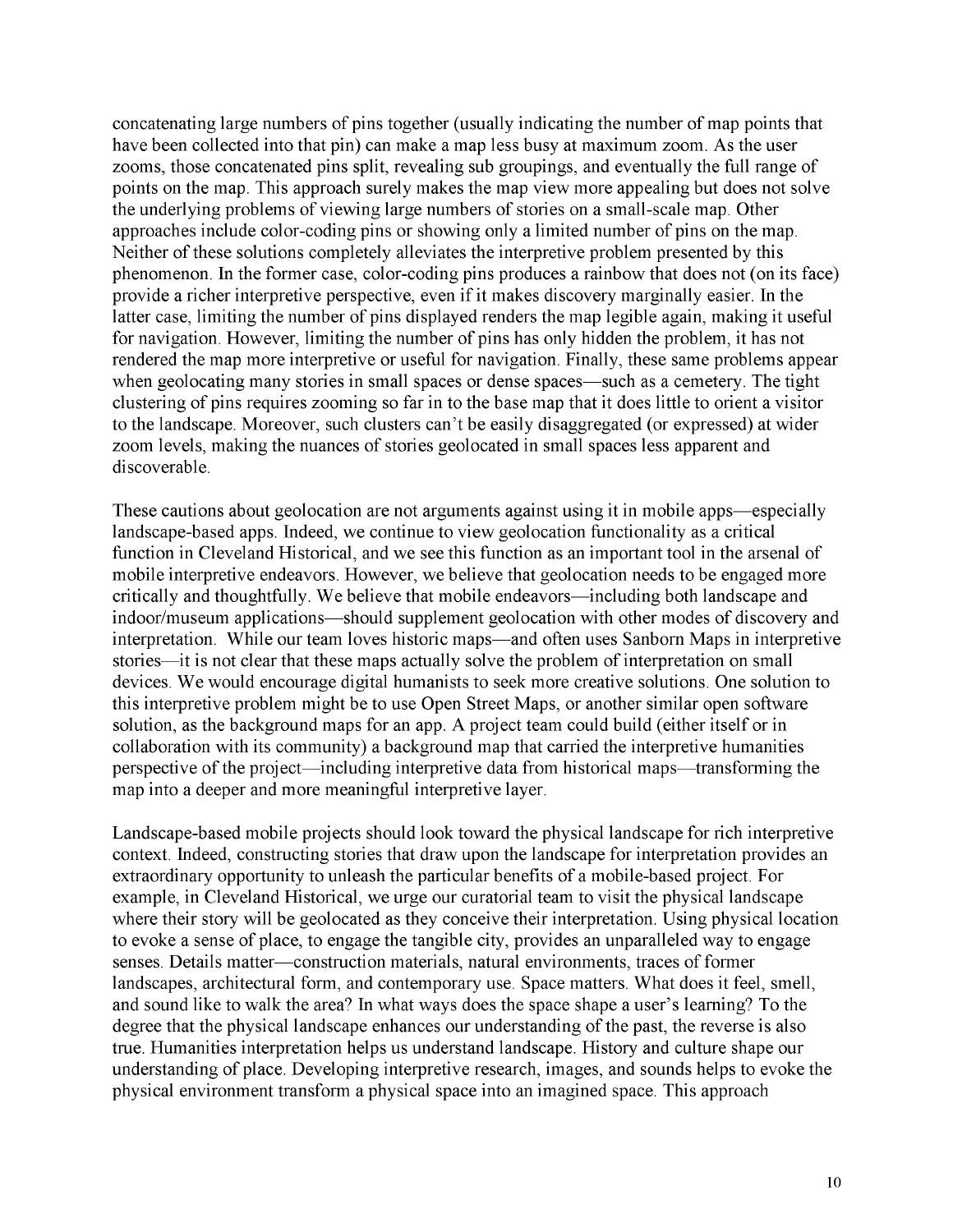concatenating large numbers of pins together (usually indicating the number of map points that have been collected into that pin) can make a map less busy at maximum zoom. As the user zooms, those concatenated pins split, revealing sub groupings, and eventually the full range of points on the map. This approach surely makes the map view more appealing but does not solve the underlying problems of viewing large numbers of stories on a small-scale map. Other approaches include color-coding pins or showing only a limited number of pins on the map. Neither of these solutions completely alleviates the interpretive problem presented by this phenomenon. In the former case, color-coding pins produces a rainbow that does not (on its face) provide a richer interpretive perspective, even if it makes discovery marginally easier. In the latter case, limiting the number of pins displayed renders the map legible again, making it useful for navigation. However, limiting the number of pins has only hidden the problem, it has not rendered the map more interpretive or useful for navigation. Finally, these same problems appear when geolocating many stories in small spaces or dense spaces—such as a cemetery. The tight clustering of pins requires zooming so far in to the base map that it does little to orient a visitor to the landscape. Moreover, such clusters can't be easily disaggregated (or expressed) at wider zoom levels, making the nuances of stories geolocated in small spaces less apparent and discoverable.

These cautions about geolocation are not arguments against using it in mobile apps—especially landscape-based apps. Indeed, we continue to view geolocation functionality as a critical function in Cleveland Historical, and we see this function as an important tool in the arsenal of mobile interpretive endeavors. However, we believe that geolocation needs to be engaged more critically and thoughtfully. We believe that mobile endeavors—including both landscape and indoor/museum applications—should supplement geolocation with other modes of discovery and interpretation. While our team loves historic maps—and often uses Sanborn Maps in interpretive stories—it is not clear that these maps actually solve the problem of interpretation on small devices. We would encourage digital humanists to seek more creative solutions. One solution to this interpretive problem might be to use Open Street Maps, or another similar open software solution, as the background maps for an app. A project team could build (either itself or in collaboration with its community) a background map that carried the interpretive humanities perspective of the project—including interpretive data from historical maps—transforming the map into a deeper and more meaningful interpretive layer.

Landscape-based mobile projects should look toward the physical landscape for rich interpretive context. Indeed, constructing stories that draw upon the landscape for interpretation provides an extraordinary opportunity to unleash the particular benefits of a mobile-based project. For example, in Cleveland Historical, we urge our curatorial team to visit the physical landscape where their story will be geolocated as they conceive their interpretation. Using physical location to evoke a sense of place, to engage the tangible city, provides an unparalleled way to engage senses. Details matter—construction materials, natural environments, traces of former landscapes, architectural form, and contemporary use. Space matters. What does it feel, smell, and sound like to walk the area? In what ways does the space shape a user's learning? To the degree that the physical landscape enhances our understanding of the past, the reverse is also true. Humanities interpretation helps us understand landscape. History and culture shape our understanding of place. Developing interpretive research, images, and sounds helps to evoke the physical environment transform a physical space into an imagined space. This approach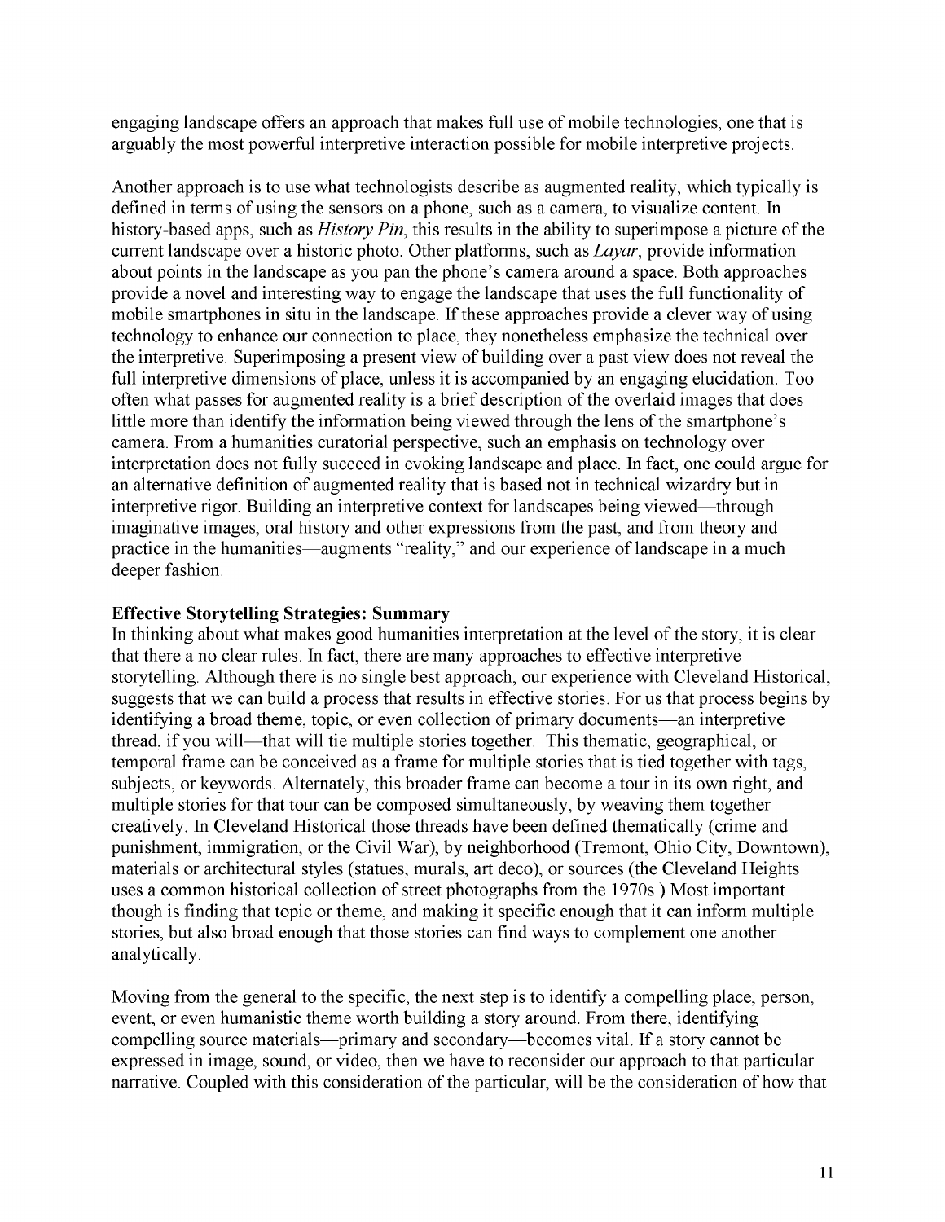engaging landscape offers an approach that makes full use of mobile technologies, one that is arguably the most powerful interpretive interaction possible for mobile interpretive projects.

Another approach is to use what technologists describe as augmented reality, which typically is defined in terms of using the sensors on a phone, such as a camera, to visualize content. In history-based apps, such as *History Pin*, this results in the ability to superimpose a picture of the current landscape over a historic photo. Other platforms, such as *Layar*, provide information about points in the landscape as you pan the phone's camera around a space. Both approaches provide a novel and interesting way to engage the landscape that uses the full functionality of mobile smartphones in situ in the landscape. If these approaches provide a clever way of using technology to enhance our connection to place, they nonetheless emphasize the technical over the interpretive. Superimposing a present view of building over a past view does not reveal the full interpretive dimensions of place, unless it is accompanied by an engaging elucidation. Too often what passes for augmented reality is a brief description of the overlaid images that does little more than identify the information being viewed through the lens of the smartphone's camera. From a humanities curatorial perspective, such an emphasis on technology over interpretation does not fully succeed in evoking landscape and place. In fact, one could argue for an alternative definition of augmented reality that is based not in technical wizardry but in interpretive rigor. Building an interpretive context for landscapes being viewed—through imaginative images, oral history and other expressions from the past, and from theory and practice in the humanities—augments "reality," and our experience of landscape in a much deeper fashion.

**Effective Storytelling Strategies: Summary**

In thinking about what makes good humanities interpretation at the level of the story, it is clear that there a no clear rules. In fact, there are many approaches to effective interpretive storytelling. Although there is no single best approach, our experience with Cleveland Historical, suggests that we can build a process that results in effective stories. For us that process begins by identifying a broad theme, topic, or even collection of primary documents—an interpretive thread, if you will—that will tie multiple stories together. This thematic, geographical, or temporal frame can be conceived as a frame for multiple stories that is tied together with tags, subjects, or keywords. Alternately, this broader frame can become a tour in its own right, and multiple stories for that tour can be composed simultaneously, by weaving them together creatively. In Cleveland Historical those threads have been defined thematically (crime and punishment, immigration, or the Civil War), by neighborhood (Tremont, Ohio City, Downtown), materials or architectural styles (statues, murals, art deco), or sources (the Cleveland Heights uses a common historical collection of street photographs from the 1970s.) Most important though is finding that topic or theme, and making it specific enough that it can inform multiple stories, but also broad enough that those stories can find ways to complement one another analytically.

Moving from the general to the specific, the next step is to identify a compelling place, person, event, or even humanistic theme worth building a story around. From there, identifying compelling source materials—primary and secondary—becomes vital. If a story cannot be expressed in image, sound, or video, then we have to reconsider our approach to that particular narrative. Coupled with this consideration of the particular, will be the consideration of how that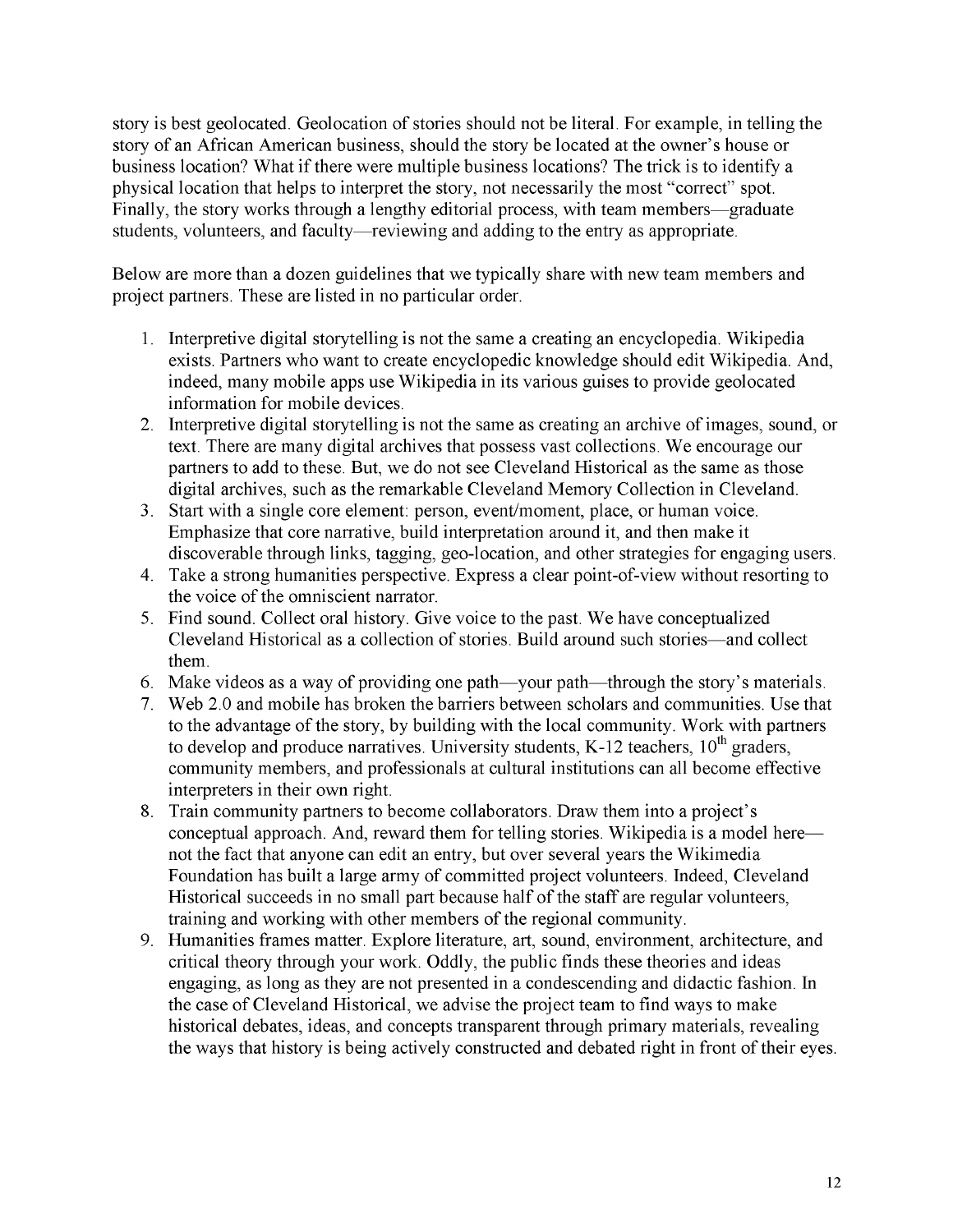story is best geolocated. Geolocation of stories should not be literal. For example, in telling the story of an African American business, should the story be located at the owner's house or business location? What if there were multiple business locations? The trick is to identify a physical location that helps to interpret the story, not necessarily the most "correct" spot. Finally, the story works through a lengthy editorial process, with team members—graduate students, volunteers, and faculty—reviewing and adding to the entry as appropriate.

Below are more than a dozen guidelines that we typically share with new team members and project partners. These are listed in no particular order.

1. Interpretive digital storytelling is not the same a creating an encyclopedia. Wikipedia exists. Partners who want to create encyclopedic knowledge should edit Wikipedia. And, indeed, many mobile apps use Wikipedia in its various guises to provide geolocated information for mobile devices.
2. Interpretive digital storytelling is not the same as creating an archive of images, sound, or text. There are many digital archives that possess vast collections. We encourage our partners to add to these. But, we do not see Cleveland Historical as the same as those digital archives, such as the remarkable Cleveland Memory Collection in Cleveland.
3. Start with a single core element: person, event/moment, place, or human voice. Emphasize that core narrative, build interpretation around it, and then make it discoverable through links, tagging, geo-location, and other strategies for engaging users.
4. Take a strong humanities perspective. Express a clear point-of-view without resorting to the voice of the omniscient narrator.
5. Find sound. Collect oral history. Give voice to the past. We have conceptualized Cleveland Historical as a collection of stories. Build around such stories—and collect them.
6. Make videos as a way of providing one path—your path—through the story's materials.
7. Web 2.0 and mobile has broken the barriers between scholars and communities. Use that to the advantage of the story, by building with the local community. Work with partners to develop and produce narratives. University students, K-12 teachers, 10th graders, community members, and professionals at cultural institutions can all become effective interpreters in their own right.
8. Train community partners to become collaborators. Draw them into a project's conceptual approach. And, reward them for telling stories. Wikipedia is a model here—not the fact that anyone can edit an entry, but over several years the Wikimedia Foundation has built a large army of committed project volunteers. Indeed, Cleveland Historical succeeds in no small part because half of the staff are regular volunteers, training and working with other members of the regional community.
9. Humanities frames matter. Explore literature, art, sound, environment, architecture, and critical theory through your work. Oddly, the public finds these theories and ideas engaging, as long as they are not presented in a condescending and didactic fashion. In the case of Cleveland Historical, we advise the project team to find ways to make historical debates, ideas, and concepts transparent through primary materials, revealing the ways that history is being actively constructed and debated right in front of their eyes.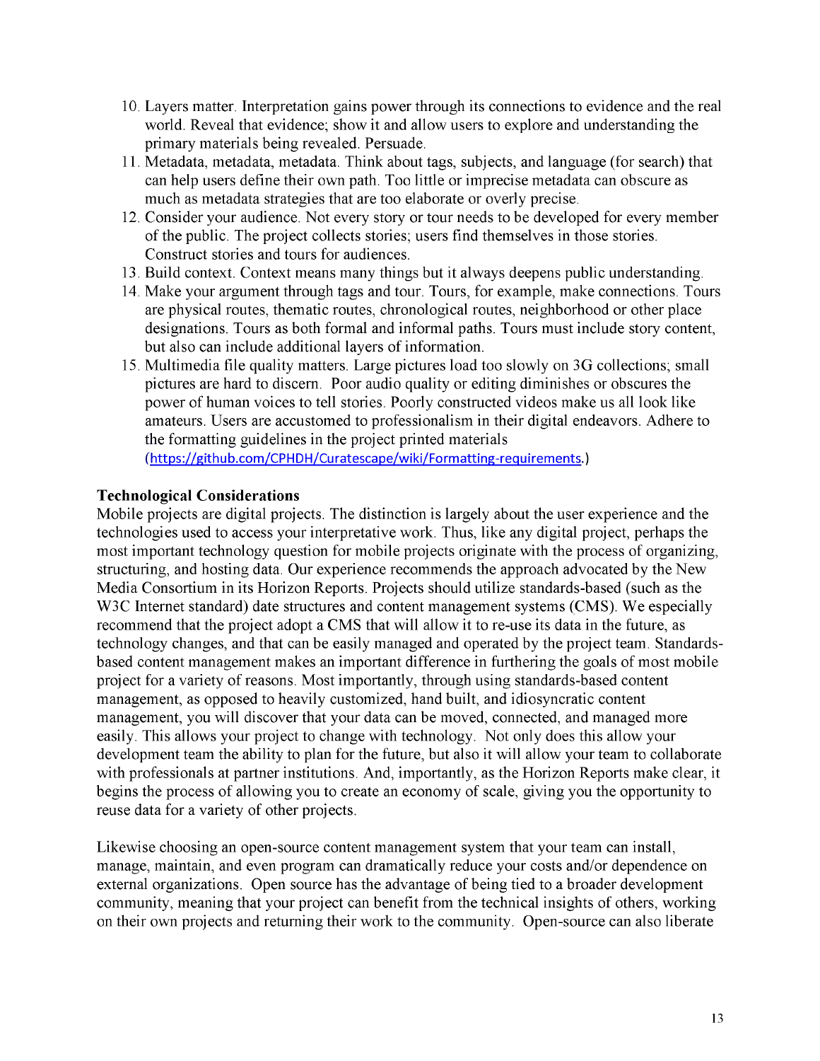10. Layers matter. Interpretation gains power through its connections to evidence and the real world. Reveal that evidence; show it and allow users to explore and understanding the primary materials being revealed. Persuade.
11. Metadata, metadata, metadata. Think about tags, subjects, and language (for search) that can help users define their own path. Too little or imprecise metadata can obscure as much as metadata strategies that are too elaborate or overly precise.
12. Consider your audience. Not every story or tour needs to be developed for every member of the public. The project collects stories; users find themselves in those stories. Construct stories and tours for audiences.
13. Build context. Context means many things but it always deepens public understanding.
14. Make your argument through tags and tour. Tours, for example, make connections. Tours are physical routes, thematic routes, chronological routes, neighborhood or other place designations. Tours as both formal and informal paths. Tours must include story content, but also can include additional layers of information.
15. Multimedia file quality matters. Large pictures load too slowly on 3G collections; small pictures are hard to discern. Poor audio quality or editing diminishes or obscures the power of human voices to tell stories. Poorly constructed videos make us all look like amateurs. Users are accustomed to professionalism in their digital endeavors. Adhere to the formatting guidelines in the project printed materials (https://github.com/CPHDH/Curatescape/wiki/Formatting-requirements.)

**Technological Considerations**

Mobile projects are digital projects. The distinction is largely about the user experience and the technologies used to access your interpretative work. Thus, like any digital project, perhaps the most important technology question for mobile projects originate with the process of organizing, structuring, and hosting data. Our experience recommends the approach advocated by the New Media Consortium in its Horizon Reports. Projects should utilize standards-based (such as the W3C Internet standard) date structures and content management systems (CMS). We especially recommend that the project adopt a CMS that will allow it to re-use its data in the future, as technology changes, and that can be easily managed and operated by the project team. Standards-based content management makes an important difference in furthering the goals of most mobile project for a variety of reasons. Most importantly, through using standards-based content management, as opposed to heavily customized, hand built, and idiosyncratic content management, you will discover that your data can be moved, connected, and managed more easily. This allows your project to change with technology. Not only does this allow your development team the ability to plan for the future, but also it will allow your team to collaborate with professionals at partner institutions. And, importantly, as the Horizon Reports make clear, it begins the process of allowing you to create an economy of scale, giving you the opportunity to reuse data for a variety of other projects.

Likewise choosing an open-source content management system that your team can install, manage, maintain, and even program can dramatically reduce your costs and/or dependence on external organizations. Open source has the advantage of being tied to a broader development community, meaning that your project can benefit from the technical insights of others, working on their own projects and returning their work to the community. Open-source can also liberate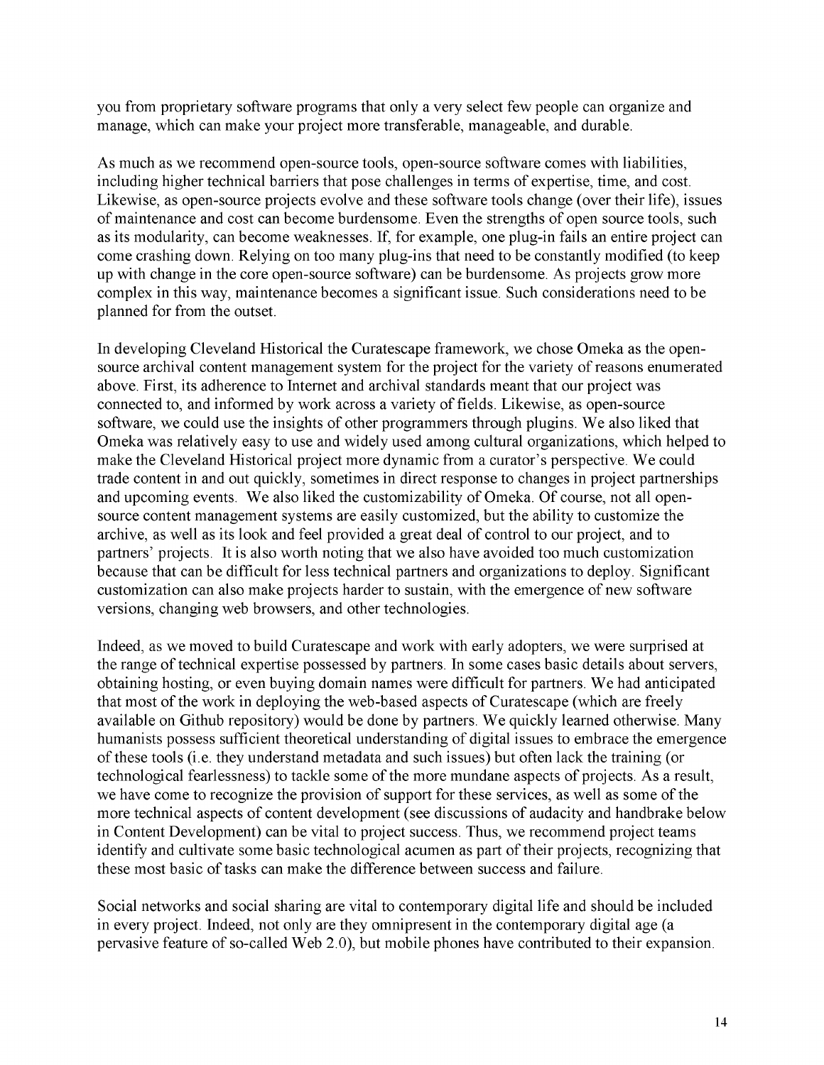you from proprietary software programs that only a very select few people can organize and manage, which can make your project more transferable, manageable, and durable.

As much as we recommend open-source tools, open-source software comes with liabilities, including higher technical barriers that pose challenges in terms of expertise, time, and cost. Likewise, as open-source projects evolve and these software tools change (over their life), issues of maintenance and cost can become burdensome. Even the strengths of open source tools, such as its modularity, can become weaknesses. If, for example, one plug-in fails an entire project can come crashing down. Relying on too many plug-ins that need to be constantly modified (to keep up with change in the core open-source software) can be burdensome. As projects grow more complex in this way, maintenance becomes a significant issue. Such considerations need to be planned for from the outset.

In developing Cleveland Historical the Curatescape framework, we chose Omeka as the open-source archival content management system for the project for the variety of reasons enumerated above. First, its adherence to Internet and archival standards meant that our project was connected to, and informed by work across a variety of fields. Likewise, as open-source software, we could use the insights of other programmers through plugins. We also liked that Omeka was relatively easy to use and widely used among cultural organizations, which helped to make the Cleveland Historical project more dynamic from a curator's perspective. We could trade content in and out quickly, sometimes in direct response to changes in project partnerships and upcoming events. We also liked the customizability of Omeka. Of course, not all open-source content management systems are easily customized, but the ability to customize the archive, as well as its look and feel provided a great deal of control to our project, and to partners' projects. It is also worth noting that we also have avoided too much customization because that can be difficult for less technical partners and organizations to deploy. Significant customization can also make projects harder to sustain, with the emergence of new software versions, changing web browsers, and other technologies.

Indeed, as we moved to build Curatescape and work with early adopters, we were surprised at the range of technical expertise possessed by partners. In some cases basic details about servers, obtaining hosting, or even buying domain names were difficult for partners. We had anticipated that most of the work in deploying the web-based aspects of Curatescape (which are freely available on Github repository) would be done by partners. We quickly learned otherwise. Many humanists possess sufficient theoretical understanding of digital issues to embrace the emergence of these tools (i.e. they understand metadata and such issues) but often lack the training (or technological fearlessness) to tackle some of the more mundane aspects of projects. As a result, we have come to recognize the provision of support for these services, as well as some of the more technical aspects of content development (see discussions of audacity and handbrake below in Content Development) can be vital to project success. Thus, we recommend project teams identify and cultivate some basic technological acumen as part of their projects, recognizing that these most basic of tasks can make the difference between success and failure.

Social networks and social sharing are vital to contemporary digital life and should be included in every project. Indeed, not only are they omnipresent in the contemporary digital age (a pervasive feature of so-called Web 2.0), but mobile phones have contributed to their expansion.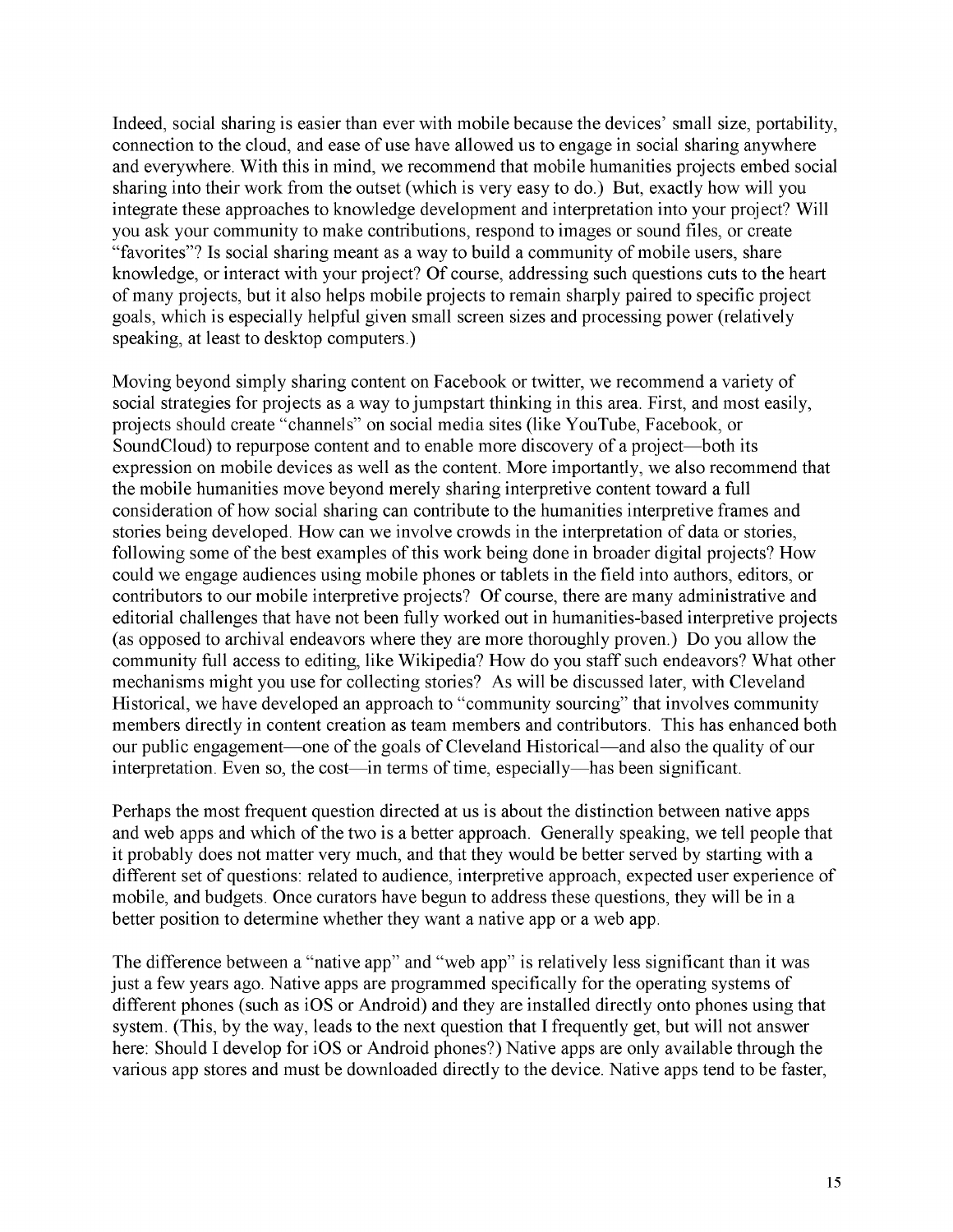Indeed, social sharing is easier than ever with mobile because the devices' small size, portability, connection to the cloud, and ease of use have allowed us to engage in social sharing anywhere and everywhere. With this in mind, we recommend that mobile humanities projects embed social sharing into their work from the outset (which is very easy to do.) But, exactly how will you integrate these approaches to knowledge development and interpretation into your project? Will you ask your community to make contributions, respond to images or sound files, or create "favorites"? Is social sharing meant as a way to build a community of mobile users, share knowledge, or interact with your project? Of course, addressing such questions cuts to the heart of many projects, but it also helps mobile projects to remain sharply paired to specific project goals, which is especially helpful given small screen sizes and processing power (relatively speaking, at least to desktop computers.)

Moving beyond simply sharing content on Facebook or twitter, we recommend a variety of social strategies for projects as a way to jumpstart thinking in this area. First, and most easily, projects should create "channels" on social media sites (like YouTube, Facebook, or SoundCloud) to repurpose content and to enable more discovery of a project—both its expression on mobile devices as well as the content. More importantly, we also recommend that the mobile humanities move beyond merely sharing interpretive content toward a full consideration of how social sharing can contribute to the humanities interpretive frames and stories being developed. How can we involve crowds in the interpretation of data or stories, following some of the best examples of this work being done in broader digital projects? How could we engage audiences using mobile phones or tablets in the field into authors, editors, or contributors to our mobile interpretive projects? Of course, there are many administrative and editorial challenges that have not been fully worked out in humanities-based interpretive projects (as opposed to archival endeavors where they are more thoroughly proven.) Do you allow the community full access to editing, like Wikipedia? How do you staff such endeavors? What other mechanisms might you use for collecting stories? As will be discussed later, with Cleveland Historical, we have developed an approach to "community sourcing" that involves community members directly in content creation as team members and contributors. This has enhanced both our public engagement—one of the goals of Cleveland Historical—and also the quality of our interpretation. Even so, the cost—in terms of time, especially—has been significant.

Perhaps the most frequent question directed at us is about the distinction between native apps and web apps and which of the two is a better approach. Generally speaking, we tell people that it probably does not matter very much, and that they would be better served by starting with a different set of questions: related to audience, interpretive approach, expected user experience of mobile, and budgets. Once curators have begun to address these questions, they will be in a better position to determine whether they want a native app or a web app.

The difference between a "native app" and "web app" is relatively less significant than it was just a few years ago. Native apps are programmed specifically for the operating systems of different phones (such as iOS or Android) and they are installed directly onto phones using that system. (This, by the way, leads to the next question that I frequently get, but will not answer here: Should I develop for iOS or Android phones?) Native apps are only available through the various app stores and must be downloaded directly to the device. Native apps tend to be faster,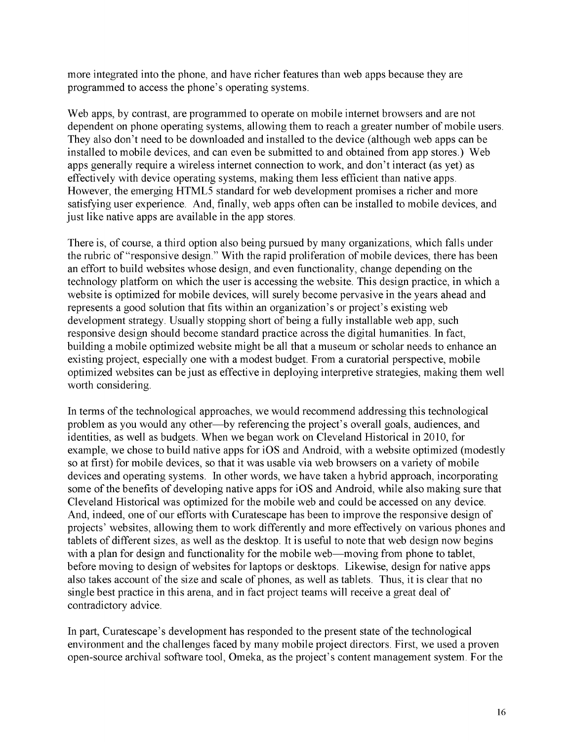more integrated into the phone, and have richer features than web apps because they are programmed to access the phone's operating systems.

Web apps, by contrast, are programmed to operate on mobile internet browsers and are not dependent on phone operating systems, allowing them to reach a greater number of mobile users. They also don't need to be downloaded and installed to the device (although web apps can be installed to mobile devices, and can even be submitted to and obtained from app stores.) Web apps generally require a wireless internet connection to work, and don't interact (as yet) as effectively with device operating systems, making them less efficient than native apps. However, the emerging HTML5 standard for web development promises a richer and more satisfying user experience. And, finally, web apps often can be installed to mobile devices, and just like native apps are available in the app stores.

There is, of course, a third option also being pursued by many organizations, which falls under the rubric of "responsive design." With the rapid proliferation of mobile devices, there has been an effort to build websites whose design, and even functionality, change depending on the technology platform on which the user is accessing the website. This design practice, in which a website is optimized for mobile devices, will surely become pervasive in the years ahead and represents a good solution that fits within an organization's or project's existing web development strategy. Usually stopping short of being a fully installable web app, such responsive design should become standard practice across the digital humanities. In fact, building a mobile optimized website might be all that a museum or scholar needs to enhance an existing project, especially one with a modest budget. From a curatorial perspective, mobile optimized websites can be just as effective in deploying interpretive strategies, making them well worth considering.

In terms of the technological approaches, we would recommend addressing this technological problem as you would any other—by referencing the project's overall goals, audiences, and identities, as well as budgets. When we began work on Cleveland Historical in 2010, for example, we chose to build native apps for iOS and Android, with a website optimized (modestly so at first) for mobile devices, so that it was usable via web browsers on a variety of mobile devices and operating systems. In other words, we have taken a hybrid approach, incorporating some of the benefits of developing native apps for iOS and Android, while also making sure that Cleveland Historical was optimized for the mobile web and could be accessed on any device. And, indeed, one of our efforts with Curatescape has been to improve the responsive design of projects' websites, allowing them to work differently and more effectively on various phones and tablets of different sizes, as well as the desktop. It is useful to note that web design now begins with a plan for design and functionality for the mobile web—moving from phone to tablet, before moving to design of websites for laptops or desktops. Likewise, design for native apps also takes account of the size and scale of phones, as well as tablets. Thus, it is clear that no single best practice in this arena, and in fact project teams will receive a great deal of contradictory advice.

In part, Curatescape's development has responded to the present state of the technological environment and the challenges faced by many mobile project directors. First, we used a proven open-source archival software tool, Omeka, as the project's content management system. For the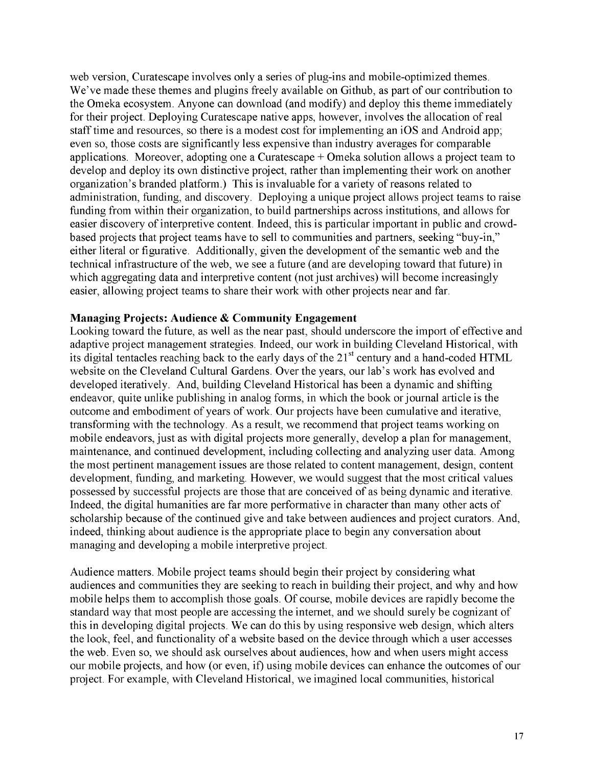web version, Curatescape involves only a series of plug-ins and mobile-optimized themes. We've made these themes and plugins freely available on Github, as part of our contribution to the Omeka ecosystem. Anyone can download (and modify) and deploy this theme immediately for their project. Deploying Curatescape native apps, however, involves the allocation of real staff time and resources, so there is a modest cost for implementing an iOS and Android app; even so, those costs are significantly less expensive than industry averages for comparable applications. Moreover, adopting one a Curatescape + Omeka solution allows a project team to develop and deploy its own distinctive project, rather than implementing their work on another organization's branded platform.) This is invaluable for a variety of reasons related to administration, funding, and discovery. Deploying a unique project allows project teams to raise funding from within their organization, to build partnerships across institutions, and allows for easier discovery of interpretive content. Indeed, this is particular important in public and crowd-based projects that project teams have to sell to communities and partners, seeking "buy-in," either literal or figurative. Additionally, given the development of the semantic web and the technical infrastructure of the web, we see a future (and are developing toward that future) in which aggregating data and interpretive content (not just archives) will become increasingly easier, allowing project teams to share their work with other projects near and far.

**Managing Projects: Audience & Community Engagement**

Looking toward the future, as well as the near past, should underscore the import of effective and adaptive project management strategies. Indeed, our work in building Cleveland Historical, with its digital tentacles reaching back to the early days of the 21st century and a hand-coded HTML website on the Cleveland Cultural Gardens. Over the years, our lab's work has evolved and developed iteratively. And, building Cleveland Historical has been a dynamic and shifting endeavor, quite unlike publishing in analog forms, in which the book or journal article is the outcome and embodiment of years of work. Our projects have been cumulative and iterative, transforming with the technology. As a result, we recommend that project teams working on mobile endeavors, just as with digital projects more generally, develop a plan for management, maintenance, and continued development, including collecting and analyzing user data. Among the most pertinent management issues are those related to content management, design, content development, funding, and marketing. However, we would suggest that the most critical values possessed by successful projects are those that are conceived of as being dynamic and iterative. Indeed, the digital humanities are far more performative in character than many other acts of scholarship because of the continued give and take between audiences and project curators. And, indeed, thinking about audience is the appropriate place to begin any conversation about managing and developing a mobile interpretive project.

Audience matters. Mobile project teams should begin their project by considering what audiences and communities they are seeking to reach in building their project, and why and how mobile helps them to accomplish those goals. Of course, mobile devices are rapidly become the standard way that most people are accessing the internet, and we should surely be cognizant of this in developing digital projects. We can do this by using responsive web design, which alters the look, feel, and functionality of a website based on the device through which a user accesses the web. Even so, we should ask ourselves about audiences, how and when users might access our mobile projects, and how (or even, if) using mobile devices can enhance the outcomes of our project. For example, with Cleveland Historical, we imagined local communities, historical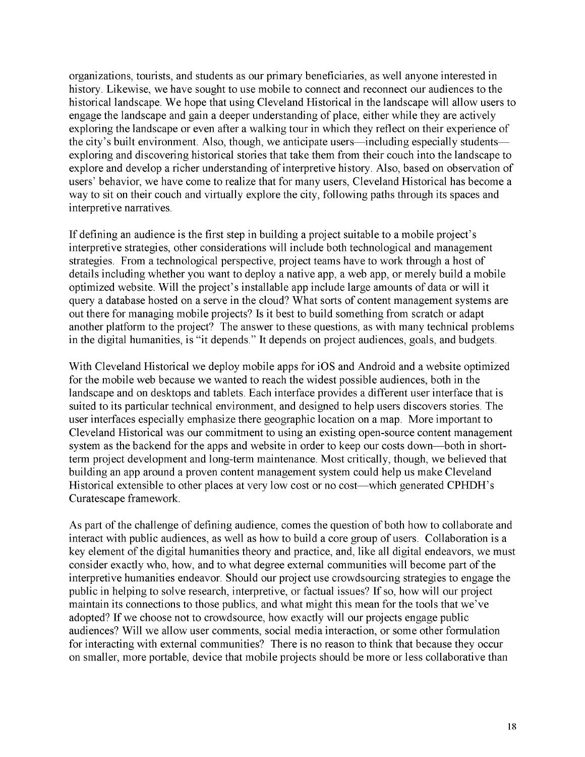organizations, tourists, and students as our primary beneficiaries, as well anyone interested in history. Likewise, we have sought to use mobile to connect and reconnect our audiences to the historical landscape. We hope that using Cleveland Historical in the landscape will allow users to engage the landscape and gain a deeper understanding of place, either while they are actively exploring the landscape or even after a walking tour in which they reflect on their experience of the city's built environment. Also, though, we anticipate users—including especially students—exploring and discovering historical stories that take them from their couch into the landscape to explore and develop a richer understanding of interpretive history. Also, based on observation of users' behavior, we have come to realize that for many users, Cleveland Historical has become a way to sit on their couch and virtually explore the city, following paths through its spaces and interpretive narratives.

If defining an audience is the first step in building a project suitable to a mobile project's interpretive strategies, other considerations will include both technological and management strategies. From a technological perspective, project teams have to work through a host of details including whether you want to deploy a native app, a web app, or merely build a mobile optimized website. Will the project's installable app include large amounts of data or will it query a database hosted on a serve in the cloud? What sorts of content management systems are out there for managing mobile projects? Is it best to build something from scratch or adapt another platform to the project? The answer to these questions, as with many technical problems in the digital humanities, is "it depends." It depends on project audiences, goals, and budgets.

With Cleveland Historical we deploy mobile apps for iOS and Android and a website optimized for the mobile web because we wanted to reach the widest possible audiences, both in the landscape and on desktops and tablets. Each interface provides a different user interface that is suited to its particular technical environment, and designed to help users discovers stories. The user interfaces especially emphasize there geographic location on a map. More important to Cleveland Historical was our commitment to using an existing open-source content management system as the backend for the apps and website in order to keep our costs down—both in short-term project development and long-term maintenance. Most critically, though, we believed that building an app around a proven content management system could help us make Cleveland Historical extensible to other places at very low cost or no cost—which generated CPHDH's Curatescape framework.

As part of the challenge of defining audience, comes the question of both how to collaborate and interact with public audiences, as well as how to build a core group of users. Collaboration is a key element of the digital humanities theory and practice, and, like all digital endeavors, we must consider exactly who, how, and to what degree external communities will become part of the interpretive humanities endeavor. Should our project use crowdsourcing strategies to engage the public in helping to solve research, interpretive, or factual issues? If so, how will our project maintain its connections to those publics, and what might this mean for the tools that we've adopted? If we choose not to crowdsource, how exactly will our projects engage public audiences? Will we allow user comments, social media interaction, or some other formulation for interacting with external communities? There is no reason to think that because they occur on smaller, more portable, device that mobile projects should be more or less collaborative than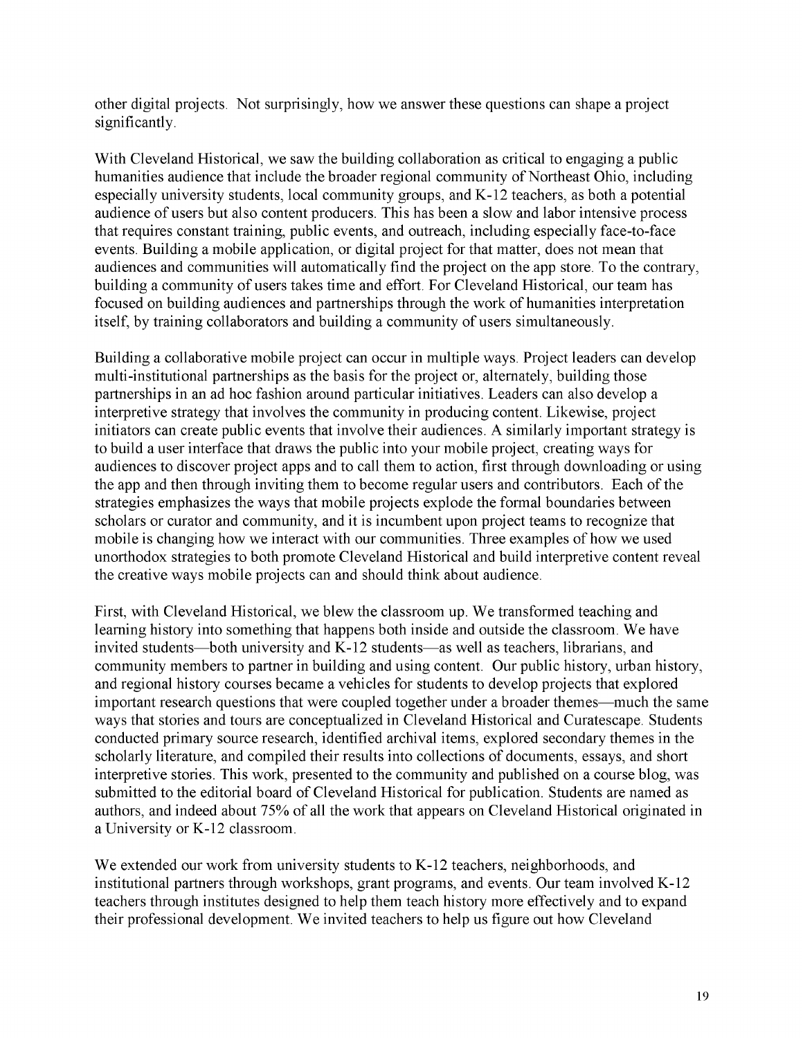other digital projects. Not surprisingly, how we answer these questions can shape a project significantly.

With Cleveland Historical, we saw the building collaboration as critical to engaging a public humanities audience that include the broader regional community of Northeast Ohio, including especially university students, local community groups, and K-12 teachers, as both a potential audience of users but also content producers. This has been a slow and labor intensive process that requires constant training, public events, and outreach, including especially face-to-face events. Building a mobile application, or digital project for that matter, does not mean that audiences and communities will automatically find the project on the app store. To the contrary, building a community of users takes time and effort. For Cleveland Historical, our team has focused on building audiences and partnerships through the work of humanities interpretation itself, by training collaborators and building a community of users simultaneously.

Building a collaborative mobile project can occur in multiple ways. Project leaders can develop multi-institutional partnerships as the basis for the project or, alternately, building those partnerships in an ad hoc fashion around particular initiatives. Leaders can also develop a interpretive strategy that involves the community in producing content. Likewise, project initiators can create public events that involve their audiences. A similarly important strategy is to build a user interface that draws the public into your mobile project, creating ways for audiences to discover project apps and to call them to action, first through downloading or using the app and then through inviting them to become regular users and contributors. Each of the strategies emphasizes the ways that mobile projects explode the formal boundaries between scholars or curator and community, and it is incumbent upon project teams to recognize that mobile is changing how we interact with our communities. Three examples of how we used unorthodox strategies to both promote Cleveland Historical and build interpretive content reveal the creative ways mobile projects can and should think about audience.

First, with Cleveland Historical, we blew the classroom up. We transformed teaching and learning history into something that happens both inside and outside the classroom. We have invited students—both university and K-12 students—as well as teachers, librarians, and community members to partner in building and using content. Our public history, urban history, and regional history courses became a vehicles for students to develop projects that explored important research questions that were coupled together under a broader themes—much the same ways that stories and tours are conceptualized in Cleveland Historical and Curatescape. Students conducted primary source research, identified archival items, explored secondary themes in the scholarly literature, and compiled their results into collections of documents, essays, and short interpretive stories. This work, presented to the community and published on a course blog, was submitted to the editorial board of Cleveland Historical for publication. Students are named as authors, and indeed about 75% of all the work that appears on Cleveland Historical originated in a University or K-12 classroom.

We extended our work from university students to K-12 teachers, neighborhoods, and institutional partners through workshops, grant programs, and events. Our team involved K-12 teachers through institutes designed to help them teach history more effectively and to expand their professional development. We invited teachers to help us figure out how Cleveland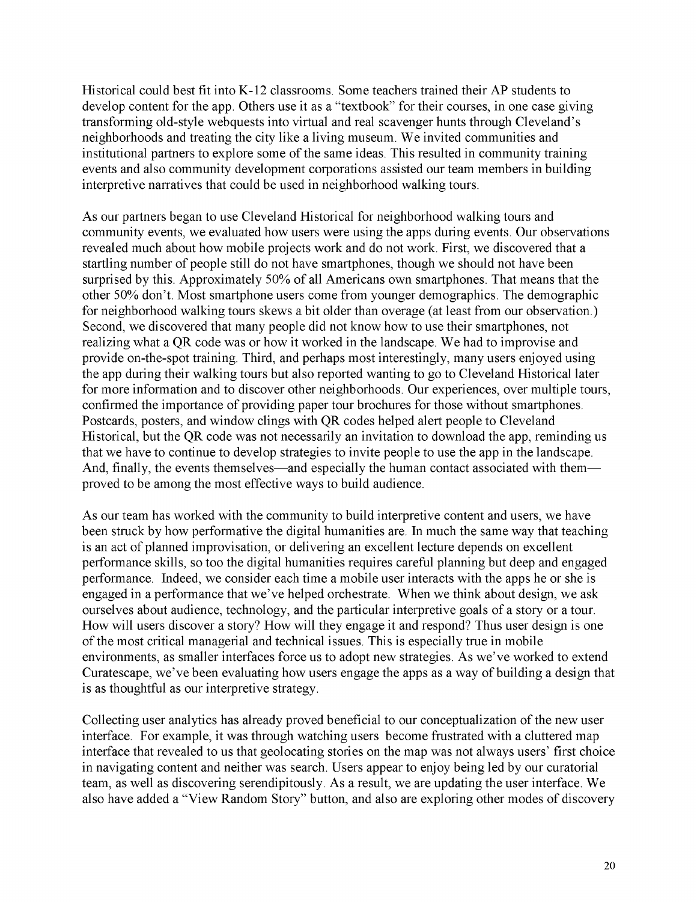Historical could best fit into K-12 classrooms. Some teachers trained their AP students to develop content for the app. Others use it as a "textbook" for their courses, in one case giving transforming old-style webquests into virtual and real scavenger hunts through Cleveland's neighborhoods and treating the city like a living museum. We invited communities and institutional partners to explore some of the same ideas. This resulted in community training events and also community development corporations assisted our team members in building interpretive narratives that could be used in neighborhood walking tours.

As our partners began to use Cleveland Historical for neighborhood walking tours and community events, we evaluated how users were using the apps during events. Our observations revealed much about how mobile projects work and do not work. First, we discovered that a startling number of people still do not have smartphones, though we should not have been surprised by this. Approximately 50% of all Americans own smartphones. That means that the other 50% don't. Most smartphone users come from younger demographics. The demographic for neighborhood walking tours skews a bit older than overage (at least from our observation.) Second, we discovered that many people did not know how to use their smartphones, not realizing what a QR code was or how it worked in the landscape. We had to improvise and provide on-the-spot training. Third, and perhaps most interestingly, many users enjoyed using the app during their walking tours but also reported wanting to go to Cleveland Historical later for more information and to discover other neighborhoods. Our experiences, over multiple tours, confirmed the importance of providing paper tour brochures for those without smartphones. Postcards, posters, and window clings with QR codes helped alert people to Cleveland Historical, but the QR code was not necessarily an invitation to download the app, reminding us that we have to continue to develop strategies to invite people to use the app in the landscape. And, finally, the events themselves—and especially the human contact associated with them—proved to be among the most effective ways to build audience.

As our team has worked with the community to build interpretive content and users, we have been struck by how performative the digital humanities are. In much the same way that teaching is an act of planned improvisation, or delivering an excellent lecture depends on excellent performance skills, so too the digital humanities requires careful planning but deep and engaged performance. Indeed, we consider each time a mobile user interacts with the apps he or she is engaged in a performance that we've helped orchestrate. When we think about design, we ask ourselves about audience, technology, and the particular interpretive goals of a story or a tour. How will users discover a story? How will they engage it and respond? Thus user design is one of the most critical managerial and technical issues. This is especially true in mobile environments, as smaller interfaces force us to adopt new strategies. As we've worked to extend Curatescape, we've been evaluating how users engage the apps as a way of building a design that is as thoughtful as our interpretive strategy.

Collecting user analytics has already proved beneficial to our conceptualization of the new user interface. For example, it was through watching users become frustrated with a cluttered map interface that revealed to us that geolocating stories on the map was not always users' first choice in navigating content and neither was search. Users appear to enjoy being led by our curatorial team, as well as discovering serendipitously. As a result, we are updating the user interface. We also have added a "View Random Story" button, and also are exploring other modes of discovery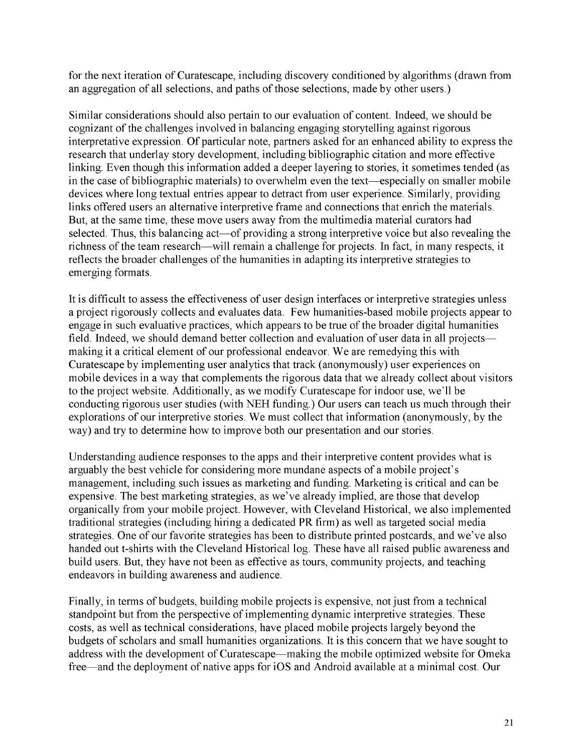for the next iteration of Curatescape, including discovery conditioned by algorithms (drawn from an aggregation of all selections, and paths of those selections, made by other users.)

Similar considerations should also pertain to our evaluation of content. Indeed, we should be cognizant of the challenges involved in balancing engaging storytelling against rigorous interpretative expression. Of particular note, partners asked for an enhanced ability to express the research that underlay story development, including bibliographic citation and more effective linking. Even though this information added a deeper layering to stories, it sometimes tended (as in the case of bibliographic materials) to overwhelm even the text—especially on smaller mobile devices where long textual entries appear to detract from user experience. Similarly, providing links offered users an alternative interpretive frame and connections that enrich the materials. But, at the same time, these move users away from the multimedia material curators had selected. Thus, this balancing act—of providing a strong interpretive voice but also revealing the richness of the team research—will remain a challenge for projects. In fact, in many respects, it reflects the broader challenges of the humanities in adapting its interpretive strategies to emerging formats.

It is difficult to assess the effectiveness of user design interfaces or interpretive strategies unless a project rigorously collects and evaluates data. Few humanities-based mobile projects appear to engage in such evaluative practices, which appears to be true of the broader digital humanities field. Indeed, we should demand better collection and evaluation of user data in all projects—making it a critical element of our professional endeavor. We are remedying this with Curatescape by implementing user analytics that track (anonymously) user experiences on mobile devices in a way that complements the rigorous data that we already collect about visitors to the project website. Additionally, as we modify Curatescape for indoor use, we'll be conducting rigorous user studies (with NEH funding.) Our users can teach us much through their explorations of our interpretive stories. We must collect that information (anonymously, by the way) and try to determine how to improve both our presentation and our stories.

Understanding audience responses to the apps and their interpretive content provides what is arguably the best vehicle for considering more mundane aspects of a mobile project's management, including such issues as marketing and funding. Marketing is critical and can be expensive. The best marketing strategies, as we've already implied, are those that develop organically from your mobile project. However, with Cleveland Historical, we also implemented traditional strategies (including hiring a dedicated PR firm) as well as targeted social media strategies. One of our favorite strategies has been to distribute printed postcards, and we've also handed out t-shirts with the Cleveland Historical log. These have all raised public awareness and build users. But, they have not been as effective as tours, community projects, and teaching endeavors in building awareness and audience.

Finally, in terms of budgets, building mobile projects is expensive, not just from a technical standpoint but from the perspective of implementing dynamic interpretive strategies. These costs, as well as technical considerations, have placed mobile projects largely beyond the budgets of scholars and small humanities organizations. It is this concern that we have sought to address with the development of Curatescape—making the mobile optimized website for Omeka free—and the deployment of native apps for iOS and Android available at a minimal cost. Our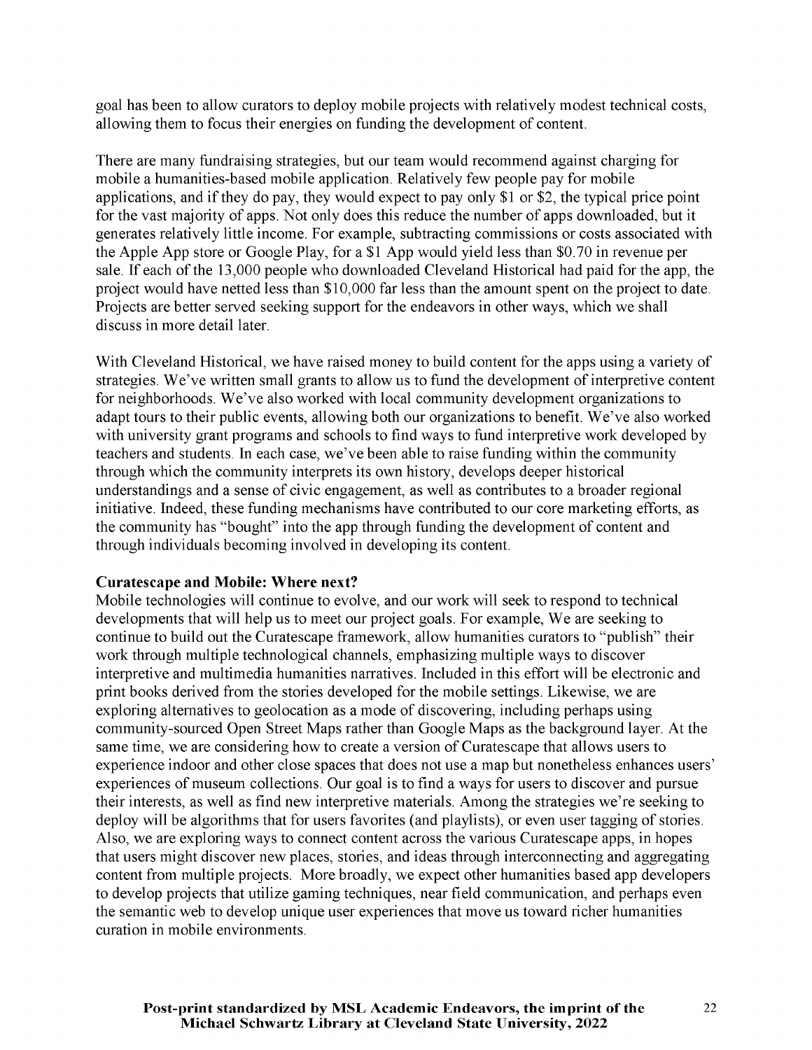goal has been to allow curators to deploy mobile projects with relatively modest technical costs, allowing them to focus their energies on funding the development of content.

There are many fundraising strategies, but our team would recommend against charging for mobile a humanities-based mobile application. Relatively few people pay for mobile applications, and if they do pay, they would expect to pay only $1 or $2, the typical price point for the vast majority of apps. Not only does this reduce the number of apps downloaded, but it generates relatively little income. For example, subtracting commissions or costs associated with the Apple App store or Google Play, for a $1 App would yield less than $0.70 in revenue per sale. If each of the 13,000 people who downloaded Cleveland Historical had paid for the app, the project would have netted less than $10,000 far less than the amount spent on the project to date. Projects are better served seeking support for the endeavors in other ways, which we shall discuss in more detail later.

With Cleveland Historical, we have raised money to build content for the apps using a variety of strategies. We've written small grants to allow us to fund the development of interpretive content for neighborhoods. We've also worked with local community development organizations to adapt tours to their public events, allowing both our organizations to benefit. We've also worked with university grant programs and schools to find ways to fund interpretive work developed by teachers and students. In each case, we've been able to raise funding within the community through which the community interprets its own history, develops deeper historical understandings and a sense of civic engagement, as well as contributes to a broader regional initiative. Indeed, these funding mechanisms have contributed to our core marketing efforts, as the community has "bought" into the app through funding the development of content and through individuals becoming involved in developing its content.

**Curatescape and Mobile: Where next?**

Mobile technologies will continue to evolve, and our work will seek to respond to technical developments that will help us to meet our project goals. For example, We are seeking to continue to build out the Curatescape framework, allow humanities curators to "publish" their work through multiple technological channels, emphasizing multiple ways to discover interpretive and multimedia humanities narratives. Included in this effort will be electronic and print books derived from the stories developed for the mobile settings. Likewise, we are exploring alternatives to geolocation as a mode of discovering, including perhaps using community-sourced Open Street Maps rather than Google Maps as the background layer. At the same time, we are considering how to create a version of Curatescape that allows users to experience indoor and other close spaces that does not use a map but nonetheless enhances users' experiences of museum collections. Our goal is to find a ways for users to discover and pursue their interests, as well as find new interpretive materials. Among the strategies we're seeking to deploy will be algorithms that for users favorites (and playlists), or even user tagging of stories. Also, we are exploring ways to connect content across the various Curatescape apps, in hopes that users might discover new places, stories, and ideas through interconnecting and aggregating content from multiple projects. More broadly, we expect other humanities based app developers to develop projects that utilize gaming techniques, near field communication, and perhaps even the semantic web to develop unique user experiences that move us toward richer humanities curation in mobile environments.